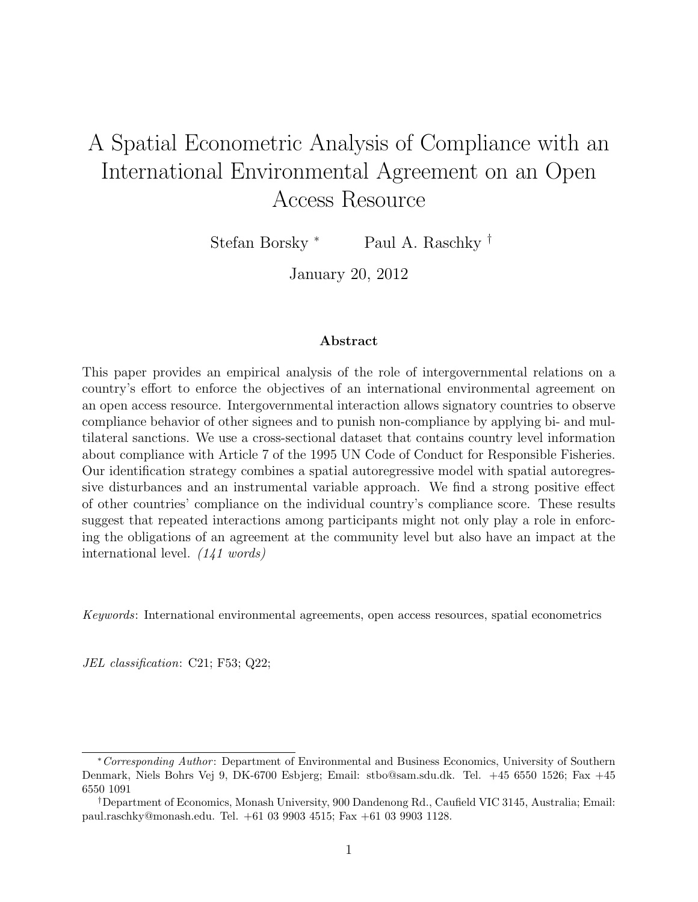# A Spatial Econometric Analysis of Compliance with an International Environmental Agreement on an Open Access Resource

Stefan Borsky [*] Paul A. Raschky [†]

January 20, 2012

### Abstract

This paper provides an empirical analysis of the role of intergovernmental relations on a country's effort to enforce the objectives of an international environmental agreement on an open access resource. Intergovernmental interaction allows signatory countries to observe compliance behavior of other signees and to punish non-compliance by applying bi- and multilateral sanctions. We use a cross-sectional dataset that contains country level information about compliance with Article 7 of the 1995 UN Code of Conduct for Responsible Fisheries. Our identification strategy combines a spatial autoregressive model with spatial autoregressive disturbances and an instrumental variable approach. We find a strong positive effect of other countries' compliance on the individual country's compliance score. These results suggest that repeated interactions among participants might not only play a role in enforcing the obligations of an agreement at the community level but also have an impact at the international level. *(141 words)*

*Keywords*: International environmental agreements, open access resources, spatial econometrics

*JEL classification*: C21; F53; Q22;

---

[*] *Corresponding Author*: Department of Environmental and Business Economics, University of Southern Denmark, Niels Bohrs Vej 9, DK-6700 Esbjerg; Email: stbo@sam.sdu.dk. Tel. +45 6550 1526; Fax +45 6550 1091

[†] Department of Economics, Monash University, 900 Dandenong Rd., Caufield VIC 3145, Australia; Email: paul.raschky@monash.edu. Tel. +61 03 9903 4515; Fax +61 03 9903 1128.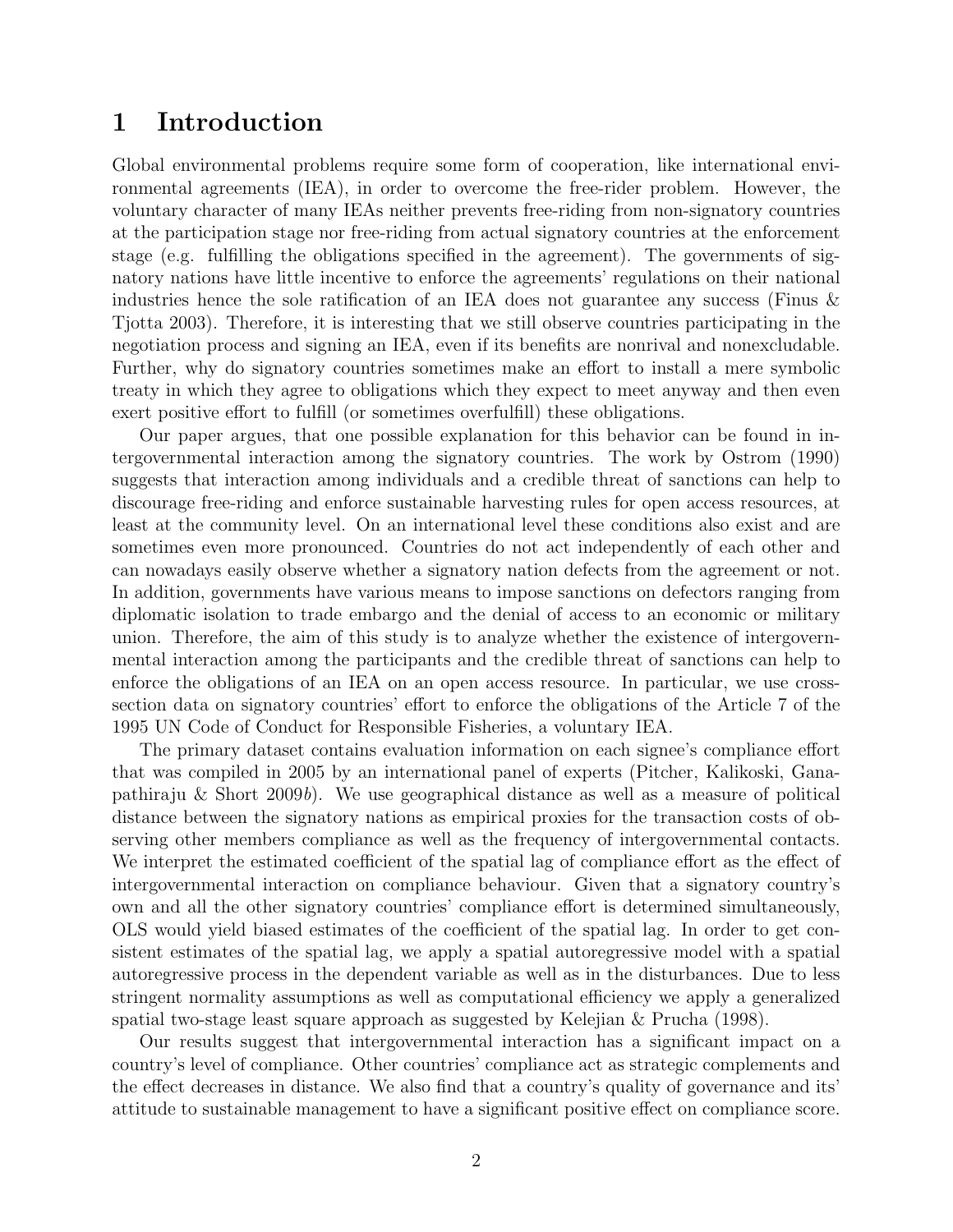# 1 Introduction

Global environmental problems require some form of cooperation, like international environmental agreements (IEA), in order to overcome the free-rider problem. However, the voluntary character of many IEAs neither prevents free-riding from non-signatory countries at the participation stage nor free-riding from actual signatory countries at the enforcement stage (e.g. fulfilling the obligations specified in the agreement). The governments of signatory nations have little incentive to enforce the agreements' regulations on their national industries hence the sole ratification of an IEA does not guarantee any success (Finus & Tjotta 2003). Therefore, it is interesting that we still observe countries participating in the negotiation process and signing an IEA, even if its benefits are nonrival and nonexcludable. Further, why do signatory countries sometimes make an effort to install a mere symbolic treaty in which they agree to obligations which they expect to meet anyway and then even exert positive effort to fulfill (or sometimes overfulfill) these obligations.

Our paper argues, that one possible explanation for this behavior can be found in intergovernmental interaction among the signatory countries. The work by Ostrom (1990) suggests that interaction among individuals and a credible threat of sanctions can help to discourage free-riding and enforce sustainable harvesting rules for open access resources, at least at the community level. On an international level these conditions also exist and are sometimes even more pronounced. Countries do not act independently of each other and can nowadays easily observe whether a signatory nation defects from the agreement or not. In addition, governments have various means to impose sanctions on defectors ranging from diplomatic isolation to trade embargo and the denial of access to an economic or military union. Therefore, the aim of this study is to analyze whether the existence of intergovernmental interaction among the participants and the credible threat of sanctions can help to enforce the obligations of an IEA on an open access resource. In particular, we use cross-section data on signatory countries' effort to enforce the obligations of the Article 7 of the 1995 UN Code of Conduct for Responsible Fisheries, a voluntary IEA.

The primary dataset contains evaluation information on each signee's compliance effort that was compiled in 2005 by an international panel of experts (Pitcher, Kalikoski, Ganapathiraju & Short 2009*b*). We use geographical distance as well as a measure of political distance between the signatory nations as empirical proxies for the transaction costs of observing other members compliance as well as the frequency of intergovernmental contacts. We interpret the estimated coefficient of the spatial lag of compliance effort as the effect of intergovernmental interaction on compliance behaviour. Given that a signatory country's own and all the other signatory countries' compliance effort is determined simultaneously, OLS would yield biased estimates of the coefficient of the spatial lag. In order to get consistent estimates of the spatial lag, we apply a spatial autoregressive model with a spatial autoregressive process in the dependent variable as well as in the disturbances. Due to less stringent normality assumptions as well as computational efficiency we apply a generalized spatial two-stage least square approach as suggested by Kelejian & Prucha (1998).

Our results suggest that intergovernmental interaction has a significant impact on a country's level of compliance. Other countries' compliance act as strategic complements and the effect decreases in distance. We also find that a country's quality of governance and its' attitude to sustainable management to have a significant positive effect on compliance score.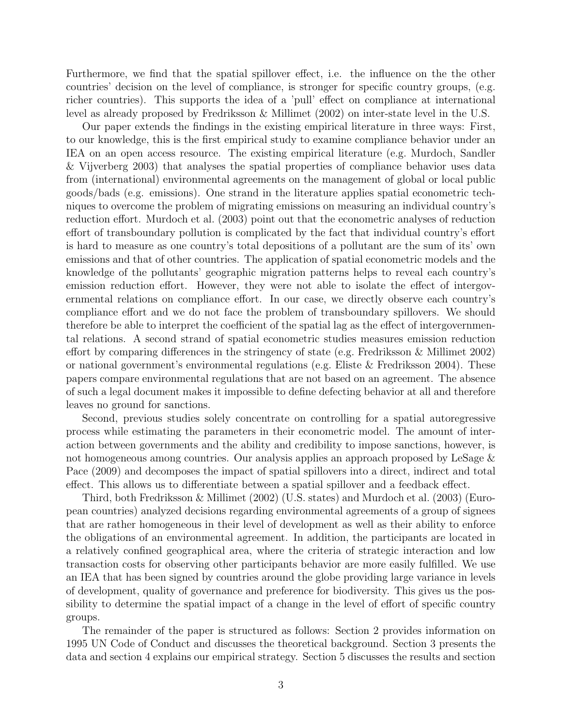Furthermore, we find that the spatial spillover effect, i.e. the influence on the the other countries' decision on the level of compliance, is stronger for specific country groups, (e.g. richer countries). This supports the idea of a 'pull' effect on compliance at international level as already proposed by Fredriksson & Millimet (2002) on inter-state level in the U.S.

Our paper extends the findings in the existing empirical literature in three ways: First, to our knowledge, this is the first empirical study to examine compliance behavior under an IEA on an open access resource. The existing empirical literature (e.g. Murdoch, Sandler & Vijverberg 2003) that analyses the spatial properties of compliance behavior uses data from (international) environmental agreements on the management of global or local public goods/bads (e.g. emissions). One strand in the literature applies spatial econometric techniques to overcome the problem of migrating emissions on measuring an individual country's reduction effort. Murdoch et al. (2003) point out that the econometric analyses of reduction effort of transboundary pollution is complicated by the fact that individual country's effort is hard to measure as one country's total depositions of a pollutant are the sum of its' own emissions and that of other countries. The application of spatial econometric models and the knowledge of the pollutants' geographic migration patterns helps to reveal each country's emission reduction effort. However, they were not able to isolate the effect of intergovernmental relations on compliance effort. In our case, we directly observe each country's compliance effort and we do not face the problem of transboundary spillovers. We should therefore be able to interpret the coefficient of the spatial lag as the effect of intergovernmental relations. A second strand of spatial econometric studies measures emission reduction effort by comparing differences in the stringency of state (e.g. Fredriksson & Millimet 2002) or national government's environmental regulations (e.g. Eliste & Fredriksson 2004). These papers compare environmental regulations that are not based on an agreement. The absence of such a legal document makes it impossible to define defecting behavior at all and therefore leaves no ground for sanctions.

Second, previous studies solely concentrate on controlling for a spatial autoregressive process while estimating the parameters in their econometric model. The amount of interaction between governments and the ability and credibility to impose sanctions, however, is not homogeneous among countries. Our analysis applies an approach proposed by LeSage & Pace (2009) and decomposes the impact of spatial spillovers into a direct, indirect and total effect. This allows us to differentiate between a spatial spillover and a feedback effect.

Third, both Fredriksson & Millimet (2002) (U.S. states) and Murdoch et al. (2003) (European countries) analyzed decisions regarding environmental agreements of a group of signees that are rather homogeneous in their level of development as well as their ability to enforce the obligations of an environmental agreement. In addition, the participants are located in a relatively confined geographical area, where the criteria of strategic interaction and low transaction costs for observing other participants behavior are more easily fulfilled. We use an IEA that has been signed by countries around the globe providing large variance in levels of development, quality of governance and preference for biodiversity. This gives us the possibility to determine the spatial impact of a change in the level of effort of specific country groups.

The remainder of the paper is structured as follows: Section 2 provides information on 1995 UN Code of Conduct and discusses the theoretical background. Section 3 presents the data and section 4 explains our empirical strategy. Section 5 discusses the results and section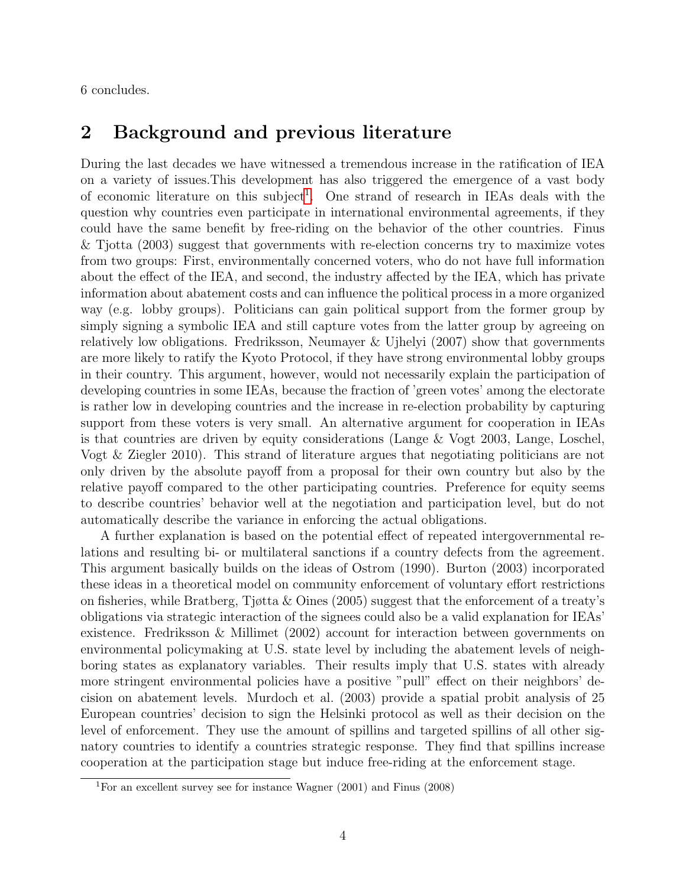6 concludes.

## 2 Background and previous literature

During the last decades we have witnessed a tremendous increase in the ratification of IEA on a variety of issues.This development has also triggered the emergence of a vast body of economic literature on this subject[1]. One strand of research in IEAs deals with the question why countries even participate in international environmental agreements, if they could have the same benefit by free-riding on the behavior of the other countries. Finus & Tjotta (2003) suggest that governments with re-election concerns try to maximize votes from two groups: First, environmentally concerned voters, who do not have full information about the effect of the IEA, and second, the industry affected by the IEA, which has private information about abatement costs and can influence the political process in a more organized way (e.g. lobby groups). Politicians can gain political support from the former group by simply signing a symbolic IEA and still capture votes from the latter group by agreeing on relatively low obligations. Fredriksson, Neumayer & Ujhelyi (2007) show that governments are more likely to ratify the Kyoto Protocol, if they have strong environmental lobby groups in their country. This argument, however, would not necessarily explain the participation of developing countries in some IEAs, because the fraction of 'green votes' among the electorate is rather low in developing countries and the increase in re-election probability by capturing support from these voters is very small. An alternative argument for cooperation in IEAs is that countries are driven by equity considerations (Lange & Vogt 2003, Lange, Loschel, Vogt & Ziegler 2010). This strand of literature argues that negotiating politicians are not only driven by the absolute payoff from a proposal for their own country but also by the relative payoff compared to the other participating countries. Preference for equity seems to describe countries' behavior well at the negotiation and participation level, but do not automatically describe the variance in enforcing the actual obligations.

A further explanation is based on the potential effect of repeated intergovernmental relations and resulting bi- or multilateral sanctions if a country defects from the agreement. This argument basically builds on the ideas of Ostrom (1990). Burton (2003) incorporated these ideas in a theoretical model on community enforcement of voluntary effort restrictions on fisheries, while Bratberg, Tjøtta & Oines (2005) suggest that the enforcement of a treaty's obligations via strategic interaction of the signees could also be a valid explanation for IEAs' existence. Fredriksson & Millimet (2002) account for interaction between governments on environmental policymaking at U.S. state level by including the abatement levels of neighboring states as explanatory variables. Their results imply that U.S. states with already more stringent environmental policies have a positive "pull" effect on their neighbors' decision on abatement levels. Murdoch et al. (2003) provide a spatial probit analysis of 25 European countries' decision to sign the Helsinki protocol as well as their decision on the level of enforcement. They use the amount of spillins and targeted spillins of all other signatory countries to identify a countries strategic response. They find that spillins increase cooperation at the participation stage but induce free-riding at the enforcement stage.

[1]For an excellent survey see for instance Wagner (2001) and Finus (2008)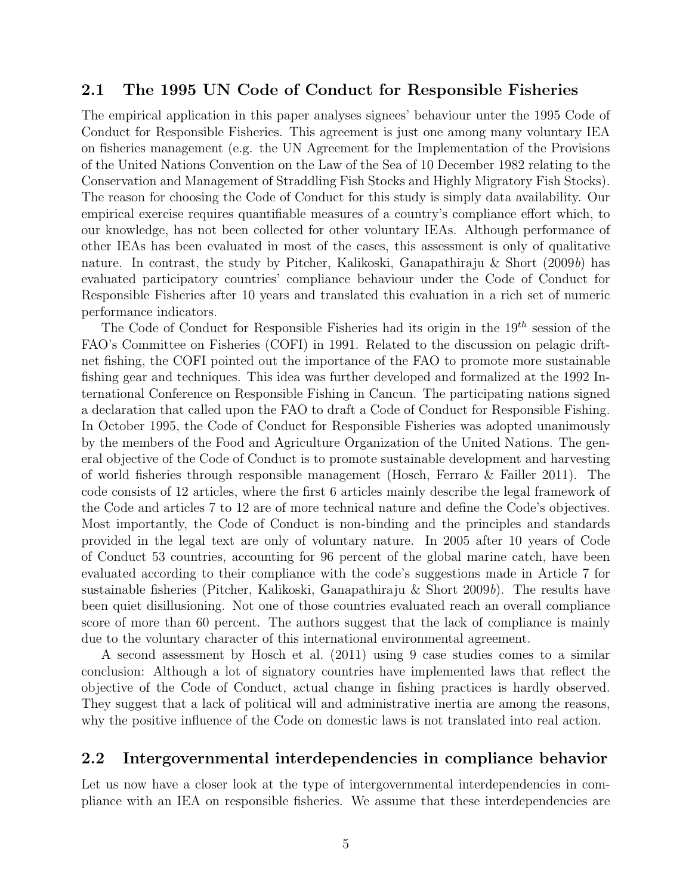## 2.1 The 1995 UN Code of Conduct for Responsible Fisheries

The empirical application in this paper analyses signees' behaviour unter the 1995 Code of Conduct for Responsible Fisheries. This agreement is just one among many voluntary IEA on fisheries management (e.g. the UN Agreement for the Implementation of the Provisions of the United Nations Convention on the Law of the Sea of 10 December 1982 relating to the Conservation and Management of Straddling Fish Stocks and Highly Migratory Fish Stocks). The reason for choosing the Code of Conduct for this study is simply data availability. Our empirical exercise requires quantifiable measures of a country's compliance effort which, to our knowledge, has not been collected for other voluntary IEAs. Although performance of other IEAs has been evaluated in most of the cases, this assessment is only of qualitative nature. In contrast, the study by Pitcher, Kalikoski, Ganapathiraju & Short (2009*b*) has evaluated participatory countries' compliance behaviour under the Code of Conduct for Responsible Fisheries after 10 years and translated this evaluation in a rich set of numeric performance indicators.

The Code of Conduct for Responsible Fisheries had its origin in the $19^{th}$ session of the FAO's Committee on Fisheries (COFI) in 1991. Related to the discussion on pelagic driftnet fishing, the COFI pointed out the importance of the FAO to promote more sustainable fishing gear and techniques. This idea was further developed and formalized at the 1992 International Conference on Responsible Fishing in Cancun. The participating nations signed a declaration that called upon the FAO to draft a Code of Conduct for Responsible Fishing. In October 1995, the Code of Conduct for Responsible Fisheries was adopted unanimously by the members of the Food and Agriculture Organization of the United Nations. The general objective of the Code of Conduct is to promote sustainable development and harvesting of world fisheries through responsible management (Hosch, Ferraro & Failler 2011). The code consists of 12 articles, where the first 6 articles mainly describe the legal framework of the Code and articles 7 to 12 are of more technical nature and define the Code's objectives. Most importantly, the Code of Conduct is non-binding and the principles and standards provided in the legal text are only of voluntary nature. In 2005 after 10 years of Code of Conduct 53 countries, accounting for 96 percent of the global marine catch, have been evaluated according to their compliance with the code's suggestions made in Article 7 for sustainable fisheries (Pitcher, Kalikoski, Ganapathiraju & Short 2009*b*). The results have been quiet disillusioning. Not one of those countries evaluated reach an overall compliance score of more than 60 percent. The authors suggest that the lack of compliance is mainly due to the voluntary character of this international environmental agreement.

A second assessment by Hosch et al. (2011) using 9 case studies comes to a similar conclusion: Although a lot of signatory countries have implemented laws that reflect the objective of the Code of Conduct, actual change in fishing practices is hardly observed. They suggest that a lack of political will and administrative inertia are among the reasons, why the positive influence of the Code on domestic laws is not translated into real action.

## 2.2 Intergovernmental interdependencies in compliance behavior

Let us now have a closer look at the type of intergovernmental interdependencies in compliance with an IEA on responsible fisheries. We assume that these interdependencies are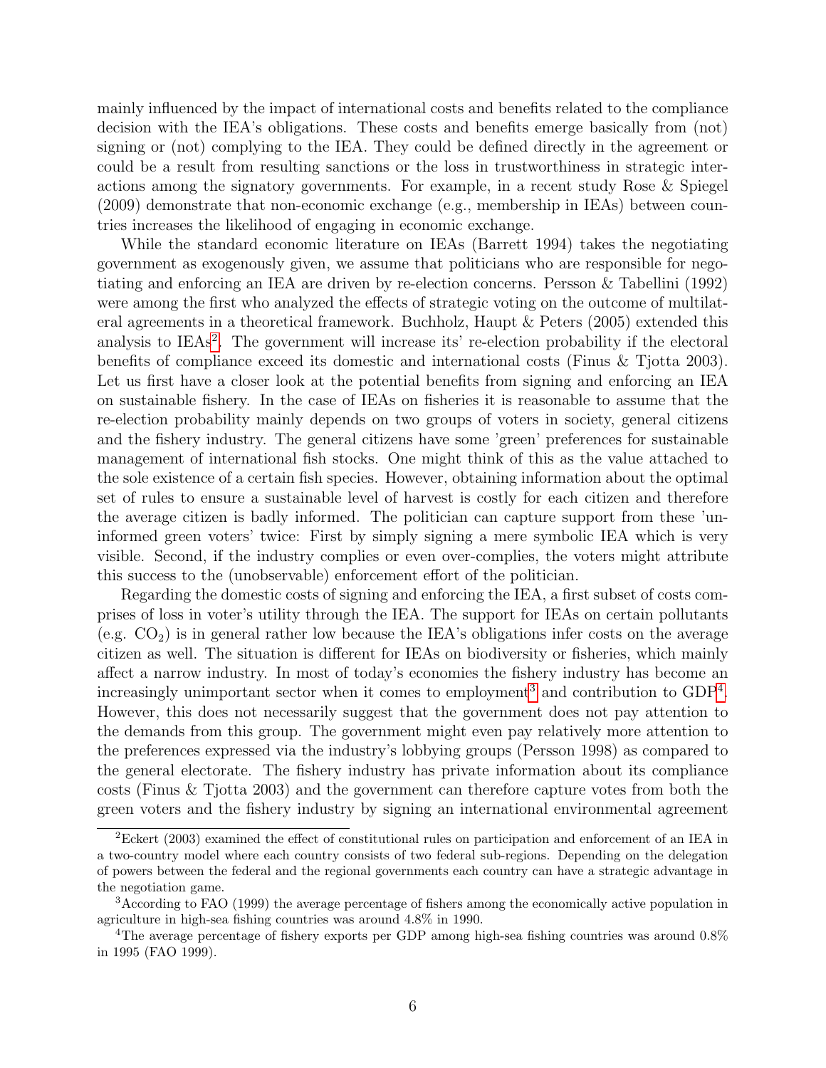mainly influenced by the impact of international costs and benefits related to the compliance decision with the IEA's obligations. These costs and benefits emerge basically from (not) signing or (not) complying to the IEA. They could be defined directly in the agreement or could be a result from resulting sanctions or the loss in trustworthiness in strategic interactions among the signatory governments. For example, in a recent study Rose & Spiegel (2009) demonstrate that non-economic exchange (e.g., membership in IEAs) between countries increases the likelihood of engaging in economic exchange.

While the standard economic literature on IEAs (Barrett 1994) takes the negotiating government as exogenously given, we assume that politicians who are responsible for negotiating and enforcing an IEA are driven by re-election concerns. Persson & Tabellini (1992) were among the first who analyzed the effects of strategic voting on the outcome of multilateral agreements in a theoretical framework. Buchholz, Haupt & Peters (2005) extended this analysis to IEAs[2]. The government will increase its' re-election probability if the electoral benefits of compliance exceed its domestic and international costs (Finus & Tjotta 2003). Let us first have a closer look at the potential benefits from signing and enforcing an IEA on sustainable fishery. In the case of IEAs on fisheries it is reasonable to assume that the re-election probability mainly depends on two groups of voters in society, general citizens and the fishery industry. The general citizens have some 'green' preferences for sustainable management of international fish stocks. One might think of this as the value attached to the sole existence of a certain fish species. However, obtaining information about the optimal set of rules to ensure a sustainable level of harvest is costly for each citizen and therefore the average citizen is badly informed. The politician can capture support from these 'uninformed green voters' twice: First by simply signing a mere symbolic IEA which is very visible. Second, if the industry complies or even over-complies, the voters might attribute this success to the (unobservable) enforcement effort of the politician.

Regarding the domestic costs of signing and enforcing the IEA, a first subset of costs comprises of loss in voter's utility through the IEA. The support for IEAs on certain pollutants (e.g. $CO_2$) is in general rather low because the IEA's obligations infer costs on the average citizen as well. The situation is different for IEAs on biodiversity or fisheries, which mainly affect a narrow industry. In most of today's economies the fishery industry has become an increasingly unimportant sector when it comes to employment[3] and contribution to GDP[4]. However, this does not necessarily suggest that the government does not pay attention to the demands from this group. The government might even pay relatively more attention to the preferences expressed via the industry's lobbying groups (Persson 1998) as compared to the general electorate. The fishery industry has private information about its compliance costs (Finus & Tjotta 2003) and the government can therefore capture votes from both the green voters and the fishery industry by signing an international environmental agreement

[2] Eckert (2003) examined the effect of constitutional rules on participation and enforcement of an IEA in a two-country model where each country consists of two federal sub-regions. Depending on the delegation of powers between the federal and the regional governments each country can have a strategic advantage in the negotiation game.

[3] According to FAO (1999) the average percentage of fishers among the economically active population in agriculture in high-sea fishing countries was around 4.8% in 1990.

[4] The average percentage of fishery exports per GDP among high-sea fishing countries was around 0.8% in 1995 (FAO 1999).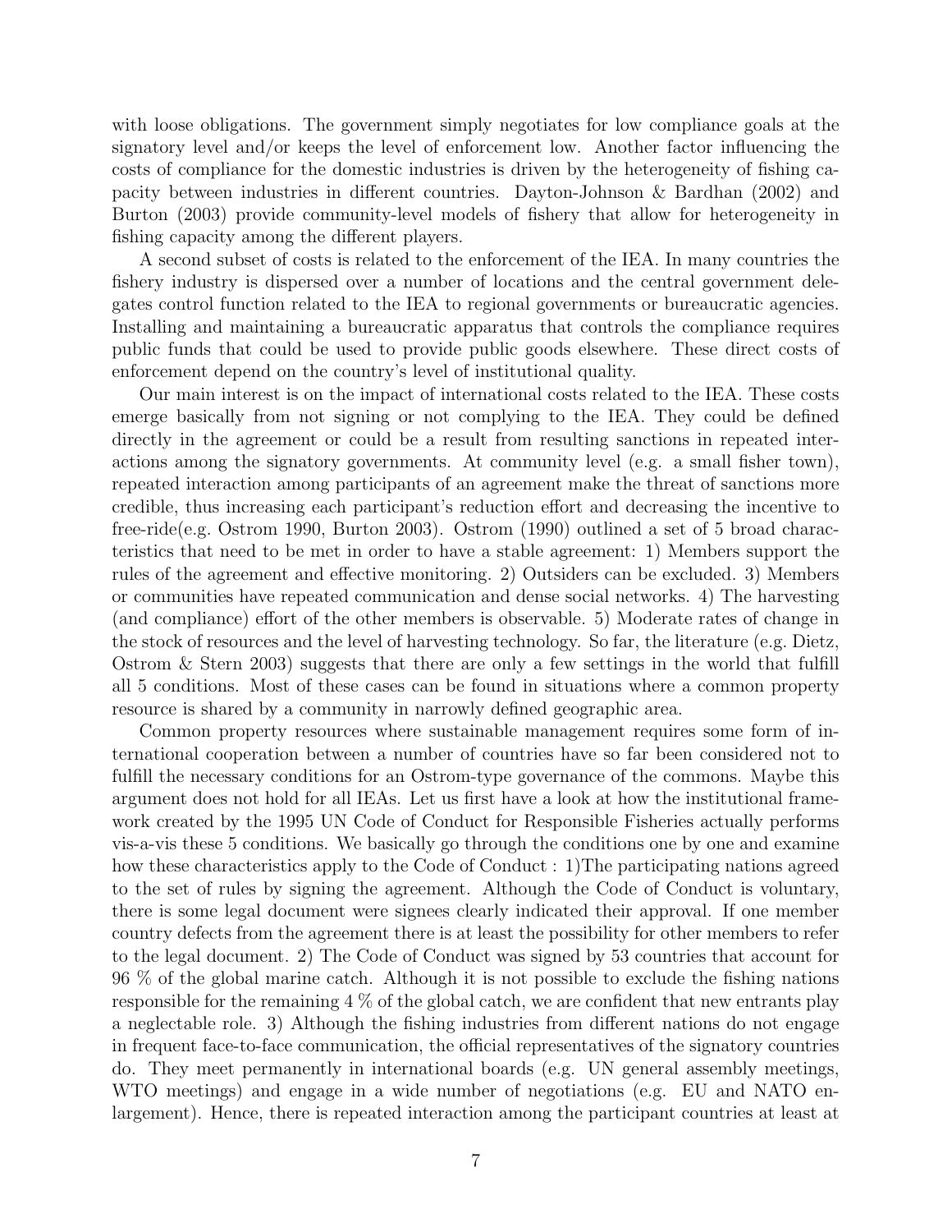with loose obligations. The government simply negotiates for low compliance goals at the signatory level and/or keeps the level of enforcement low. Another factor influencing the costs of compliance for the domestic industries is driven by the heterogeneity of fishing capacity between industries in different countries. Dayton-Johnson & Bardhan (2002) and Burton (2003) provide community-level models of fishery that allow for heterogeneity in fishing capacity among the different players.

A second subset of costs is related to the enforcement of the IEA. In many countries the fishery industry is dispersed over a number of locations and the central government delegates control function related to the IEA to regional governments or bureaucratic agencies. Installing and maintaining a bureaucratic apparatus that controls the compliance requires public funds that could be used to provide public goods elsewhere. These direct costs of enforcement depend on the country's level of institutional quality.

Our main interest is on the impact of international costs related to the IEA. These costs emerge basically from not signing or not complying to the IEA. They could be defined directly in the agreement or could be a result from resulting sanctions in repeated interactions among the signatory governments. At community level (e.g. a small fisher town), repeated interaction among participants of an agreement make the threat of sanctions more credible, thus increasing each participant's reduction effort and decreasing the incentive to free-ride(e.g. Ostrom 1990, Burton 2003). Ostrom (1990) outlined a set of 5 broad characteristics that need to be met in order to have a stable agreement: 1) Members support the rules of the agreement and effective monitoring. 2) Outsiders can be excluded. 3) Members or communities have repeated communication and dense social networks. 4) The harvesting (and compliance) effort of the other members is observable. 5) Moderate rates of change in the stock of resources and the level of harvesting technology. So far, the literature (e.g. Dietz, Ostrom & Stern 2003) suggests that there are only a few settings in the world that fulfill all 5 conditions. Most of these cases can be found in situations where a common property resource is shared by a community in narrowly defined geographic area.

Common property resources where sustainable management requires some form of international cooperation between a number of countries have so far been considered not to fulfill the necessary conditions for an Ostrom-type governance of the commons. Maybe this argument does not hold for all IEAs. Let us first have a look at how the institutional framework created by the 1995 UN Code of Conduct for Responsible Fisheries actually performs vis-a-vis these 5 conditions. We basically go through the conditions one by one and examine how these characteristics apply to the Code of Conduct : 1)The participating nations agreed to the set of rules by signing the agreement. Although the Code of Conduct is voluntary, there is some legal document were signees clearly indicated their approval. If one member country defects from the agreement there is at least the possibility for other members to refer to the legal document. 2) The Code of Conduct was signed by 53 countries that account for 96 % of the global marine catch. Although it is not possible to exclude the fishing nations responsible for the remaining 4 % of the global catch, we are confident that new entrants play a neglectable role. 3) Although the fishing industries from different nations do not engage in frequent face-to-face communication, the official representatives of the signatory countries do. They meet permanently in international boards (e.g. UN general assembly meetings, WTO meetings) and engage in a wide number of negotiations (e.g. EU and NATO enlargement). Hence, there is repeated interaction among the participant countries at least at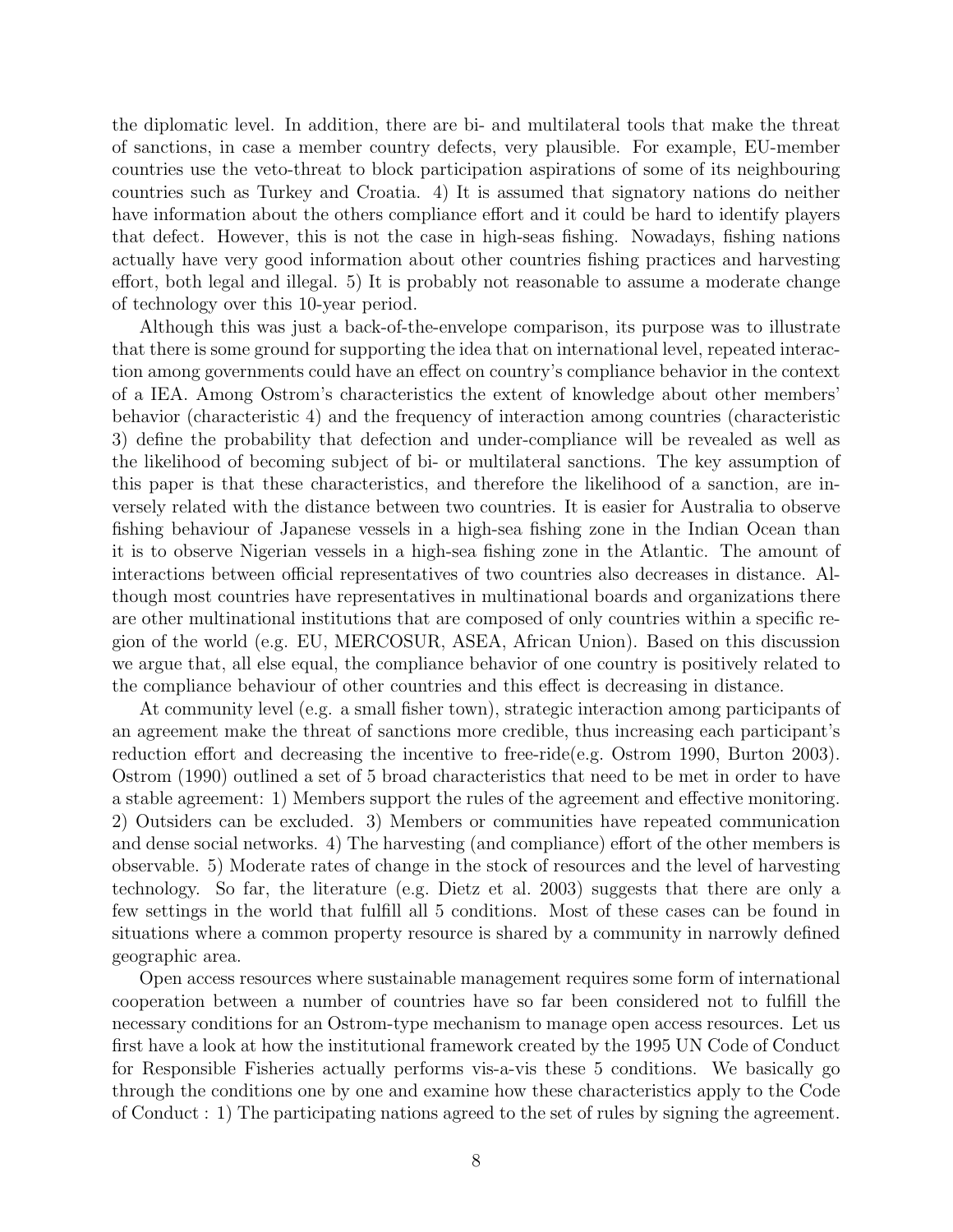the diplomatic level. In addition, there are bi- and multilateral tools that make the threat of sanctions, in case a member country defects, very plausible. For example, EU-member countries use the veto-threat to block participation aspirations of some of its neighbouring countries such as Turkey and Croatia. 4) It is assumed that signatory nations do neither have information about the others compliance effort and it could be hard to identify players that defect. However, this is not the case in high-seas fishing. Nowadays, fishing nations actually have very good information about other countries fishing practices and harvesting effort, both legal and illegal. 5) It is probably not reasonable to assume a moderate change of technology over this 10-year period.

Although this was just a back-of-the-envelope comparison, its purpose was to illustrate that there is some ground for supporting the idea that on international level, repeated interaction among governments could have an effect on country's compliance behavior in the context of a IEA. Among Ostrom's characteristics the extent of knowledge about other members' behavior (characteristic 4) and the frequency of interaction among countries (characteristic 3) define the probability that defection and under-compliance will be revealed as well as the likelihood of becoming subject of bi- or multilateral sanctions. The key assumption of this paper is that these characteristics, and therefore the likelihood of a sanction, are inversely related with the distance between two countries. It is easier for Australia to observe fishing behaviour of Japanese vessels in a high-sea fishing zone in the Indian Ocean than it is to observe Nigerian vessels in a high-sea fishing zone in the Atlantic. The amount of interactions between official representatives of two countries also decreases in distance. Although most countries have representatives in multinational boards and organizations there are other multinational institutions that are composed of only countries within a specific region of the world (e.g. EU, MERCOSUR, ASEA, African Union). Based on this discussion we argue that, all else equal, the compliance behavior of one country is positively related to the compliance behaviour of other countries and this effect is decreasing in distance.

At community level (e.g. a small fisher town), strategic interaction among participants of an agreement make the threat of sanctions more credible, thus increasing each participant's reduction effort and decreasing the incentive to free-ride(e.g. Ostrom 1990, Burton 2003). Ostrom (1990) outlined a set of 5 broad characteristics that need to be met in order to have a stable agreement: 1) Members support the rules of the agreement and effective monitoring. 2) Outsiders can be excluded. 3) Members or communities have repeated communication and dense social networks. 4) The harvesting (and compliance) effort of the other members is observable. 5) Moderate rates of change in the stock of resources and the level of harvesting technology. So far, the literature (e.g. Dietz et al. 2003) suggests that there are only a few settings in the world that fulfill all 5 conditions. Most of these cases can be found in situations where a common property resource is shared by a community in narrowly defined geographic area.

Open access resources where sustainable management requires some form of international cooperation between a number of countries have so far been considered not to fulfill the necessary conditions for an Ostrom-type mechanism to manage open access resources. Let us first have a look at how the institutional framework created by the 1995 UN Code of Conduct for Responsible Fisheries actually performs vis-a-vis these 5 conditions. We basically go through the conditions one by one and examine how these characteristics apply to the Code of Conduct : 1) The participating nations agreed to the set of rules by signing the agreement.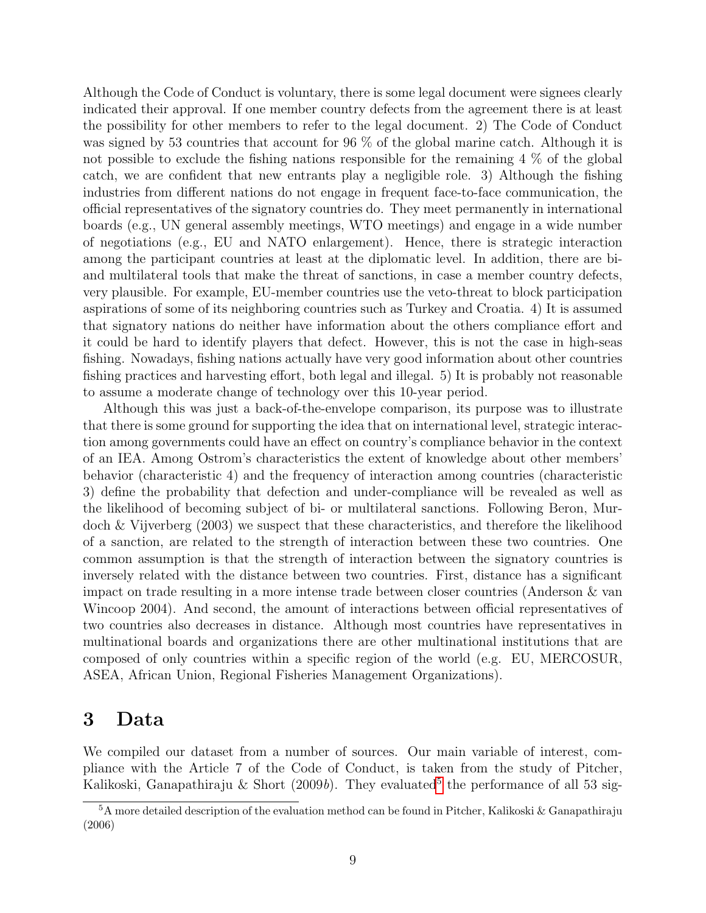Although the Code of Conduct is voluntary, there is some legal document were signees clearly indicated their approval. If one member country defects from the agreement there is at least the possibility for other members to refer to the legal document. 2) The Code of Conduct was signed by 53 countries that account for 96 % of the global marine catch. Although it is not possible to exclude the fishing nations responsible for the remaining 4 % of the global catch, we are confident that new entrants play a negligible role. 3) Although the fishing industries from different nations do not engage in frequent face-to-face communication, the official representatives of the signatory countries do. They meet permanently in international boards (e.g., UN general assembly meetings, WTO meetings) and engage in a wide number of negotiations (e.g., EU and NATO enlargement). Hence, there is strategic interaction among the participant countries at least at the diplomatic level. In addition, there are bi- and multilateral tools that make the threat of sanctions, in case a member country defects, very plausible. For example, EU-member countries use the veto-threat to block participation aspirations of some of its neighboring countries such as Turkey and Croatia. 4) It is assumed that signatory nations do neither have information about the others compliance effort and it could be hard to identify players that defect. However, this is not the case in high-seas fishing. Nowadays, fishing nations actually have very good information about other countries fishing practices and harvesting effort, both legal and illegal. 5) It is probably not reasonable to assume a moderate change of technology over this 10-year period.

Although this was just a back-of-the-envelope comparison, its purpose was to illustrate that there is some ground for supporting the idea that on international level, strategic interaction among governments could have an effect on country's compliance behavior in the context of an IEA. Among Ostrom's characteristics the extent of knowledge about other members' behavior (characteristic 4) and the frequency of interaction among countries (characteristic 3) define the probability that defection and under-compliance will be revealed as well as the likelihood of becoming subject of bi- or multilateral sanctions. Following Beron, Murdoch & Vijverberg (2003) we suspect that these characteristics, and therefore the likelihood of a sanction, are related to the strength of interaction between these two countries. One common assumption is that the strength of interaction between the signatory countries is inversely related with the distance between two countries. First, distance has a significant impact on trade resulting in a more intense trade between closer countries (Anderson & van Wincoop 2004). And second, the amount of interactions between official representatives of two countries also decreases in distance. Although most countries have representatives in multinational boards and organizations there are other multinational institutions that are composed of only countries within a specific region of the world (e.g. EU, MERCOSUR, ASEA, African Union, Regional Fisheries Management Organizations).

# 3 Data

We compiled our dataset from a number of sources. Our main variable of interest, compliance with the Article 7 of the Code of Conduct, is taken from the study of Pitcher, Kalikoski, Ganapathiraju & Short (2009*b*). They evaluated[5] the performance of all 53 sig-

[5] A more detailed description of the evaluation method can be found in Pitcher, Kalikoski & Ganapathiraju (2006)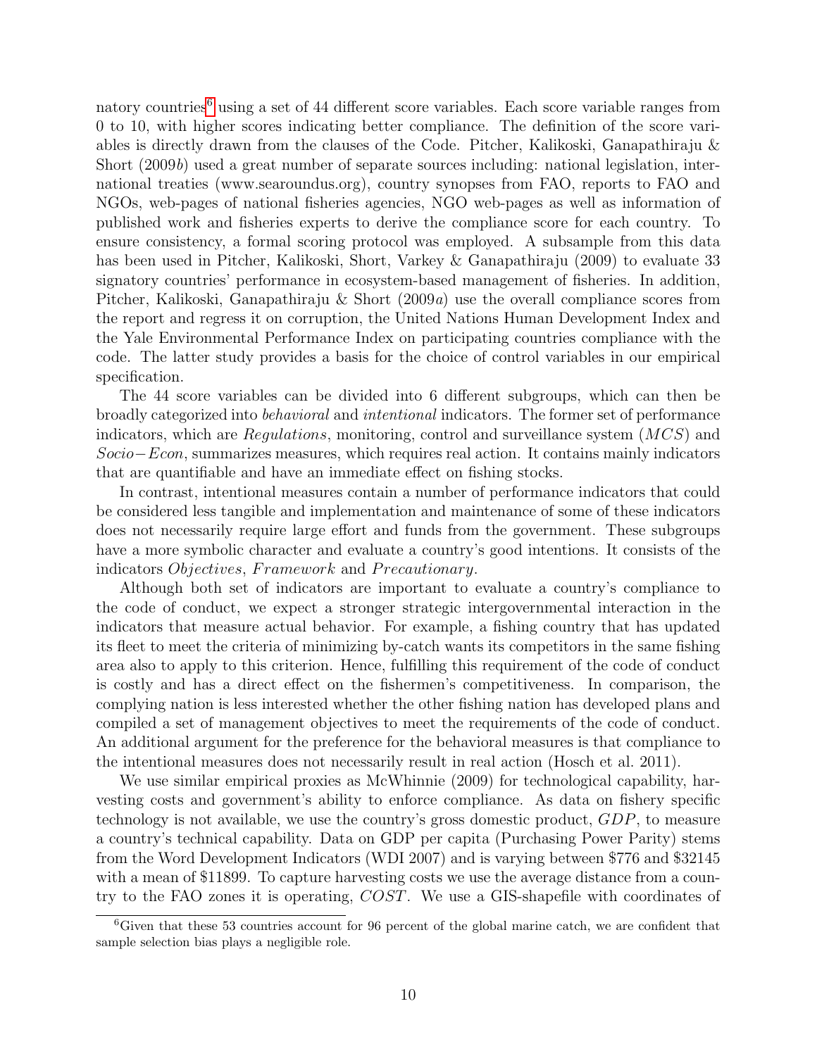natory countries[6] using a set of 44 different score variables. Each score variable ranges from 0 to 10, with higher scores indicating better compliance. The definition of the score variables is directly drawn from the clauses of the Code. Pitcher, Kalikoski, Ganapathiraju & Short (2009*b*) used a great number of separate sources including: national legislation, international treaties (www.searoundus.org), country synopses from FAO, reports to FAO and NGOs, web-pages of national fisheries agencies, NGO web-pages as well as information of published work and fisheries experts to derive the compliance score for each country. To ensure consistency, a formal scoring protocol was employed. A subsample from this data has been used in Pitcher, Kalikoski, Short, Varkey & Ganapathiraju (2009) to evaluate 33 signatory countries' performance in ecosystem-based management of fisheries. In addition, Pitcher, Kalikoski, Ganapathiraju & Short (2009*a*) use the overall compliance scores from the report and regress it on corruption, the United Nations Human Development Index and the Yale Environmental Performance Index on participating countries compliance with the code. The latter study provides a basis for the choice of control variables in our empirical specification.

The 44 score variables can be divided into 6 different subgroups, which can then be broadly categorized into *behavioral* and *intentional* indicators. The former set of performance indicators, which are $Regulations$, monitoring, control and surveillance system ($MCS$) and $Socio-Econ$, summarizes measures, which requires real action. It contains mainly indicators that are quantifiable and have an immediate effect on fishing stocks.

In contrast, intentional measures contain a number of performance indicators that could be considered less tangible and implementation and maintenance of some of these indicators does not necessarily require large effort and funds from the government. These subgroups have a more symbolic character and evaluate a country's good intentions. It consists of the indicators $Objectives$, $Framework$ and $Precautionary$.

Although both set of indicators are important to evaluate a country's compliance to the code of conduct, we expect a stronger strategic intergovernmental interaction in the indicators that measure actual behavior. For example, a fishing country that has updated its fleet to meet the criteria of minimizing by-catch wants its competitors in the same fishing area also to apply to this criterion. Hence, fulfilling this requirement of the code of conduct is costly and has a direct effect on the fishermen's competitiveness. In comparison, the complying nation is less interested whether the other fishing nation has developed plans and compiled a set of management objectives to meet the requirements of the code of conduct. An additional argument for the preference for the behavioral measures is that compliance to the intentional measures does not necessarily result in real action (Hosch et al. 2011).

We use similar empirical proxies as McWhinnie (2009) for technological capability, harvesting costs and government's ability to enforce compliance. As data on fishery specific technology is not available, we use the country's gross domestic product, $GDP$, to measure a country's technical capability. Data on GDP per capita (Purchasing Power Parity) stems from the Word Development Indicators (WDI 2007) and is varying between \$776 and \$32145 with a mean of \$11899. To capture harvesting costs we use the average distance from a country to the FAO zones it is operating, $COST$. We use a GIS-shapefile with coordinates of

[6] Given that these 53 countries account for 96 percent of the global marine catch, we are confident that sample selection bias plays a negligible role.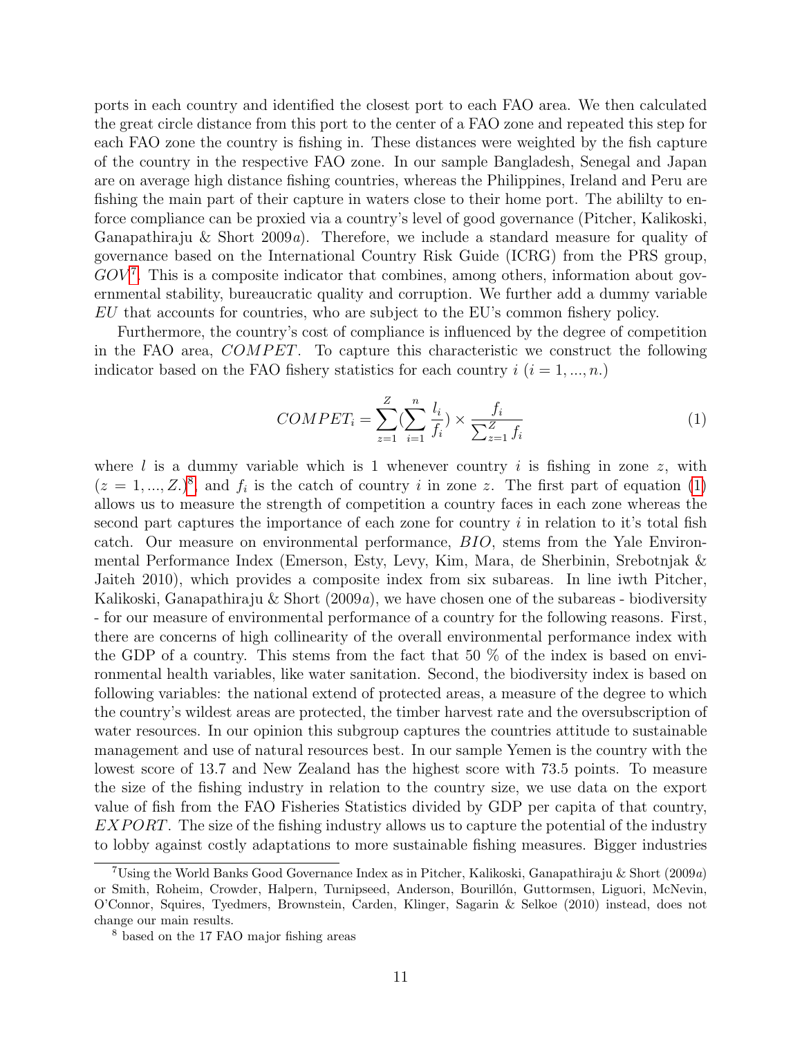ports in each country and identified the closest port to each FAO area. We then calculated the great circle distance from this port to the center of a FAO zone and repeated this step for each FAO zone the country is fishing in. These distances were weighted by the fish capture of the country in the respective FAO zone. In our sample Bangladesh, Senegal and Japan are on average high distance fishing countries, whereas the Philippines, Ireland and Peru are fishing the main part of their capture in waters close to their home port. The abililty to enforce compliance can be proxied via a country's level of good governance (Pitcher, Kalikoski, Ganapathiraju & Short 2009*a*). Therefore, we include a standard measure for quality of governance based on the International Country Risk Guide (ICRG) from the PRS group, $GOV$[7]. This is a composite indicator that combines, among others, information about governmental stability, bureaucratic quality and corruption. We further add a dummy variable $EU$ that accounts for countries, who are subject to the EU's common fishery policy.

Furthermore, the country's cost of compliance is influenced by the degree of competition in the FAO area, $COMPET$. To capture this characteristic we construct the following indicator based on the FAO fishery statistics for each country $i$ $(i = 1, ..., n.)$

$$COMPET_i = \sum_{z=1}^{Z} (\sum_{i=1}^{n} \frac{l_i}{f_i}) \times \frac{f_i}{\sum_{z=1}^{Z} f_i} \tag{1}$$

where $l$ is a dummy variable which is 1 whenever country $i$ is fishing in zone $z$, with $(z = 1, ..., Z.)$[8], and $f_i$ is the catch of country $i$ in zone $z$. The first part of equation (1) allows us to measure the strength of competition a country faces in each zone whereas the second part captures the importance of each zone for country $i$ in relation to it's total fish catch. Our measure on environmental performance, $BIO$, stems from the Yale Environmental Performance Index (Emerson, Esty, Levy, Kim, Mara, de Sherbinin, Srebotnjak & Jaiteh 2010), which provides a composite index from six subareas. In line iwth Pitcher, Kalikoski, Ganapathiraju & Short (2009*a*), we have chosen one of the subareas - biodiversity - for our measure of environmental performance of a country for the following reasons. First, there are concerns of high collinearity of the overall environmental performance index with the GDP of a country. This stems from the fact that 50 % of the index is based on environmental health variables, like water sanitation. Second, the biodiversity index is based on following variables: the national extend of protected areas, a measure of the degree to which the country's wildest areas are protected, the timber harvest rate and the oversubscription of water resources. In our opinion this subgroup captures the countries attitude to sustainable management and use of natural resources best. In our sample Yemen is the country with the lowest score of 13.7 and New Zealand has the highest score with 73.5 points. To measure the size of the fishing industry in relation to the country size, we use data on the export value of fish from the FAO Fisheries Statistics divided by GDP per capita of that country, $EXPORT$. The size of the fishing industry allows us to capture the potential of the industry to lobby against costly adaptations to more sustainable fishing measures. Bigger industries

[7] Using the World Banks Good Governance Index as in Pitcher, Kalikoski, Ganapathiraju & Short (2009*a*) or Smith, Roheim, Crowder, Halpern, Turnipseed, Anderson, Bourillón, Guttormsen, Liguori, McNevin, O'Connor, Squires, Tyedmers, Brownstein, Carden, Klinger, Sagarin & Selkoe (2010) instead, does not change our main results.

[8] based on the 17 FAO major fishing areas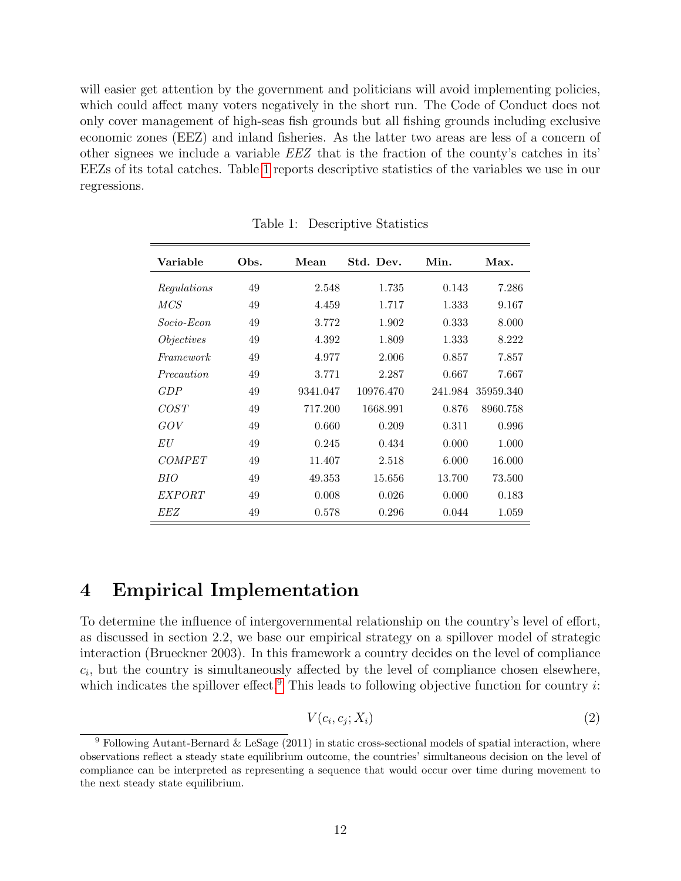will easier get attention by the government and politicians will avoid implementing policies, which could affect many voters negatively in the short run. The Code of Conduct does not only cover management of high-seas fish grounds but all fishing grounds including exclusive economic zones (EEZ) and inland fisheries. As the latter two areas are less of a concern of other signees we include a variable *EEZ* that is the fraction of the county's catches in its' EEZs of its total catches. Table 1 reports descriptive statistics of the variables we use in our regressions.

Table 1: Descriptive Statistics

| Variable | Obs. | Mean | Std. Dev. | Min. | Max. |
|---|---|---|---|---|---|
| *Regulations* | 49 | 2.548 | 1.735 | 0.143 | 7.286 |
| *MCS* | 49 | 4.459 | 1.717 | 1.333 | 9.167 |
| *Socio-Econ* | 49 | 3.772 | 1.902 | 0.333 | 8.000 |
| *Objectives* | 49 | 4.392 | 1.809 | 1.333 | 8.222 |
| *Framework* | 49 | 4.977 | 2.006 | 0.857 | 7.857 |
| *Precaution* | 49 | 3.771 | 2.287 | 0.667 | 7.667 |
| *GDP* | 49 | 9341.047 | 10976.470 | 241.984 | 35959.340 |
| *COST* | 49 | 717.200 | 1668.991 | 0.876 | 8960.758 |
| *GOV* | 49 | 0.660 | 0.209 | 0.311 | 0.996 |
| *EU* | 49 | 0.245 | 0.434 | 0.000 | 1.000 |
| *COMPET* | 49 | 11.407 | 2.518 | 6.000 | 16.000 |
| *BIO* | 49 | 49.353 | 15.656 | 13.700 | 73.500 |
| *EXPORT* | 49 | 0.008 | 0.026 | 0.000 | 0.183 |
| *EEZ* | 49 | 0.578 | 0.296 | 0.044 | 1.059 |

# 4 Empirical Implementation

To determine the influence of intergovernmental relationship on the country's level of effort, as discussed in section 2.2, we base our empirical strategy on a spillover model of strategic interaction (Brueckner 2003). In this framework a country decides on the level of compliance $c_i$, but the country is simultaneously affected by the level of compliance chosen elsewhere, which indicates the spillover effect.[9] This leads to following objective function for country $i$:

$$V(c_i, c_j; X_i) \tag{2}$$

[9] Following Autant-Bernard & LeSage (2011) in static cross-sectional models of spatial interaction, where observations reflect a steady state equilibrium outcome, the countries' simultaneous decision on the level of compliance can be interpreted as representing a sequence that would occur over time during movement to the next steady state equilibrium.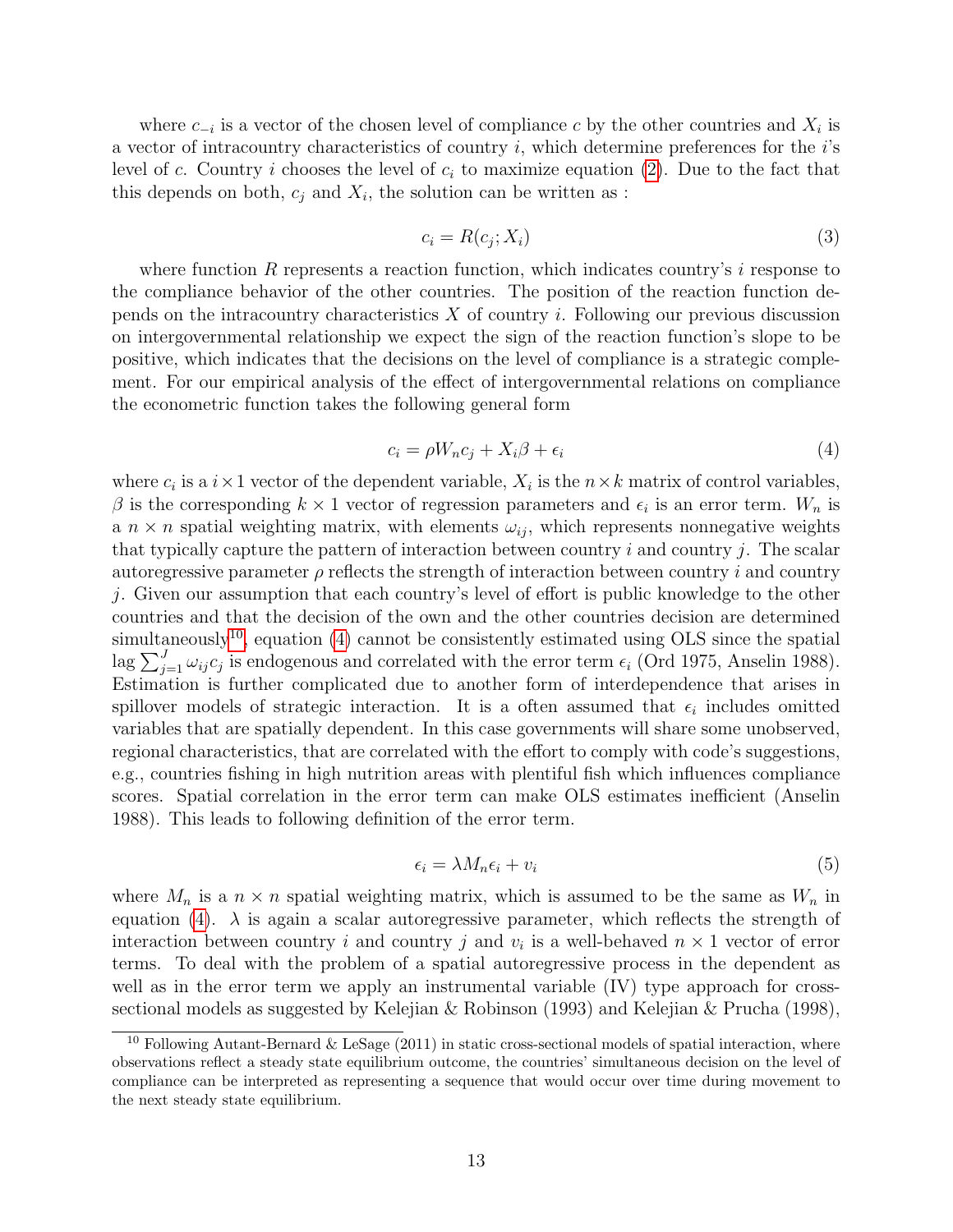where $c_{-i}$ is a vector of the chosen level of compliance $c$ by the other countries and $X_i$ is a vector of intracountry characteristics of country $i$, which determine preferences for the $i$'s level of $c$. Country $i$ chooses the level of $c_i$ to maximize equation (2). Due to the fact that this depends on both, $c_j$ and $X_i$, the solution can be written as :

$$c_i = R(c_j; X_i) \tag{3}$$

where function $R$ represents a reaction function, which indicates country's $i$ response to the compliance behavior of the other countries. The position of the reaction function depends on the intracountry characteristics $X$ of country $i$. Following our previous discussion on intergovernmental relationship we expect the sign of the reaction function's slope to be positive, which indicates that the decisions on the level of compliance is a strategic complement. For our empirical analysis of the effect of intergovernmental relations on compliance the econometric function takes the following general form

$$c_i = \rho W_n c_j + X_i \beta + \epsilon_i \tag{4}$$

where $c_i$ is a $i \times 1$ vector of the dependent variable, $X_i$ is the $n \times k$ matrix of control variables, $\beta$ is the corresponding $k \times 1$ vector of regression parameters and $\epsilon_i$ is an error term. $W_n$ is a $n \times n$ spatial weighting matrix, with elements $\omega_{ij}$, which represents nonnegative weights that typically capture the pattern of interaction between country $i$ and country $j$. The scalar autoregressive parameter $\rho$ reflects the strength of interaction between country $i$ and country $j$. Given our assumption that each country's level of effort is public knowledge to the other countries and that the decision of the own and the other countries decision are determined simultaneously[10], equation (4) cannot be consistently estimated using OLS since the spatial lag $\sum_{j=1}^{J} \omega_{ij} c_j$ is endogenous and correlated with the error term $\epsilon_i$ (Ord 1975, Anselin 1988). Estimation is further complicated due to another form of interdependence that arises in spillover models of strategic interaction. It is a often assumed that $\epsilon_i$ includes omitted variables that are spatially dependent. In this case governments will share some unobserved, regional characteristics, that are correlated with the effort to comply with code's suggestions, e.g., countries fishing in high nutrition areas with plentiful fish which influences compliance scores. Spatial correlation in the error term can make OLS estimates inefficient (Anselin 1988). This leads to following definition of the error term.

$$\epsilon_i = \lambda M_n \epsilon_i + v_i \tag{5}$$

where $M_n$ is a $n \times n$ spatial weighting matrix, which is assumed to be the same as $W_n$ in equation (4). $\lambda$ is again a scalar autoregressive parameter, which reflects the strength of interaction between country $i$ and country $j$ and $v_i$ is a well-behaved $n \times 1$ vector of error terms. To deal with the problem of a spatial autoregressive process in the dependent as well as in the error term we apply an instrumental variable (IV) type approach for cross-sectional models as suggested by Kelejian & Robinson (1993) and Kelejian & Prucha (1998),

[10] Following Autant-Bernard & LeSage (2011) in static cross-sectional models of spatial interaction, where observations reflect a steady state equilibrium outcome, the countries' simultaneous decision on the level of compliance can be interpreted as representing a sequence that would occur over time during movement to the next steady state equilibrium.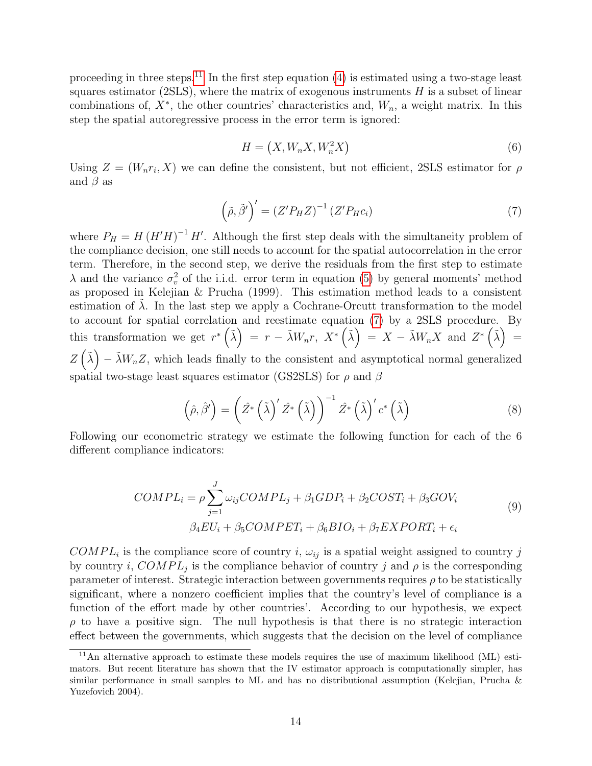proceeding in three steps.[11] In the first step equation (4) is estimated using a two-stage least squares estimator (2SLS), where the matrix of exogenous instruments $H$ is a subset of linear combinations of, $X^*$, the other countries' characteristics and, $W_n$, a weight matrix. In this step the spatial autoregressive process in the error term is ignored:

$$H = \left(X, W_n X, W_n^2 X\right) \tag{6}$$

Using $Z = (W_n r_i, X)$ we can define the consistent, but not efficient, 2SLS estimator for $\rho$ and $\beta$ as

$$\left(\tilde{\rho}, \tilde{\beta}'\right)' = \left(Z' P_H Z\right)^{-1} \left(Z' P_H c_i\right) \tag{7}$$

where $P_H = H\left(H'H\right)^{-1} H'$. Although the first step deals with the simultaneity problem of the compliance decision, one still needs to account for the spatial autocorrelation in the error term. Therefore, in the second step, we derive the residuals from the first step to estimate $\lambda$ and the variance $\sigma_v^2$ of the i.i.d. error term in equation (5) by general moments' method as proposed in Kelejian & Prucha (1999). This estimation method leads to a consistent estimation of $\tilde{\lambda}$. In the last step we apply a Cochrane-Orcutt transformation to the model to account for spatial correlation and reestimate equation (7) by a 2SLS procedure. By this transformation we get $r^*\left(\tilde{\lambda}\right) = r - \tilde{\lambda} W_n r$, $X^*\left(\tilde{\lambda}\right) = X - \tilde{\lambda} W_n X$ and $Z^*\left(\tilde{\lambda}\right) = Z\left(\tilde{\lambda}\right) - \tilde{\lambda} W_n Z$, which leads finally to the consistent and asymptotical normal generalized spatial two-stage least squares estimator (GS2SLS) for $\rho$ and $\beta$

$$\left(\hat{\rho}, \hat{\beta}'\right) = \left(\hat{Z}^*\left(\tilde{\lambda}\right)' \hat{Z}^*\left(\tilde{\lambda}\right)\right)^{-1} \hat{Z}^*\left(\tilde{\lambda}\right)' c^*\left(\tilde{\lambda}\right) \tag{8}$$

Following our econometric strategy we estimate the following function for each of the 6 different compliance indicators:

$$\begin{aligned} COMPL_i = \rho \sum_{j=1}^{J} \omega_{ij} COMPL_j + \beta_1 GDP_i + \beta_2 COST_i + \beta_3 GOV_i \\ \beta_4 EU_i + \beta_5 COMPET_i + \beta_6 BIO_i + \beta_7 EXPORT_i + \epsilon_i \end{aligned} \tag{9}$$

$COMPL_i$ is the compliance score of country $i$, $\omega_{ij}$ is a spatial weight assigned to country $j$ by country $i$, $COMPL_j$ is the compliance behavior of country $j$ and $\rho$ is the corresponding parameter of interest. Strategic interaction between governments requires $\rho$ to be statistically significant, where a nonzero coefficient implies that the country's level of compliance is a function of the effort made by other countries'. According to our hypothesis, we expect $\rho$ to have a positive sign. The null hypothesis is that there is no strategic interaction effect between the governments, which suggests that the decision on the level of compliance

[11] An alternative approach to estimate these models requires the use of maximum likelihood (ML) estimators. But recent literature has shown that the IV estimator approach is computationally simpler, has similar performance in small samples to ML and has no distributional assumption (Kelejian, Prucha & Yuzefovich 2004).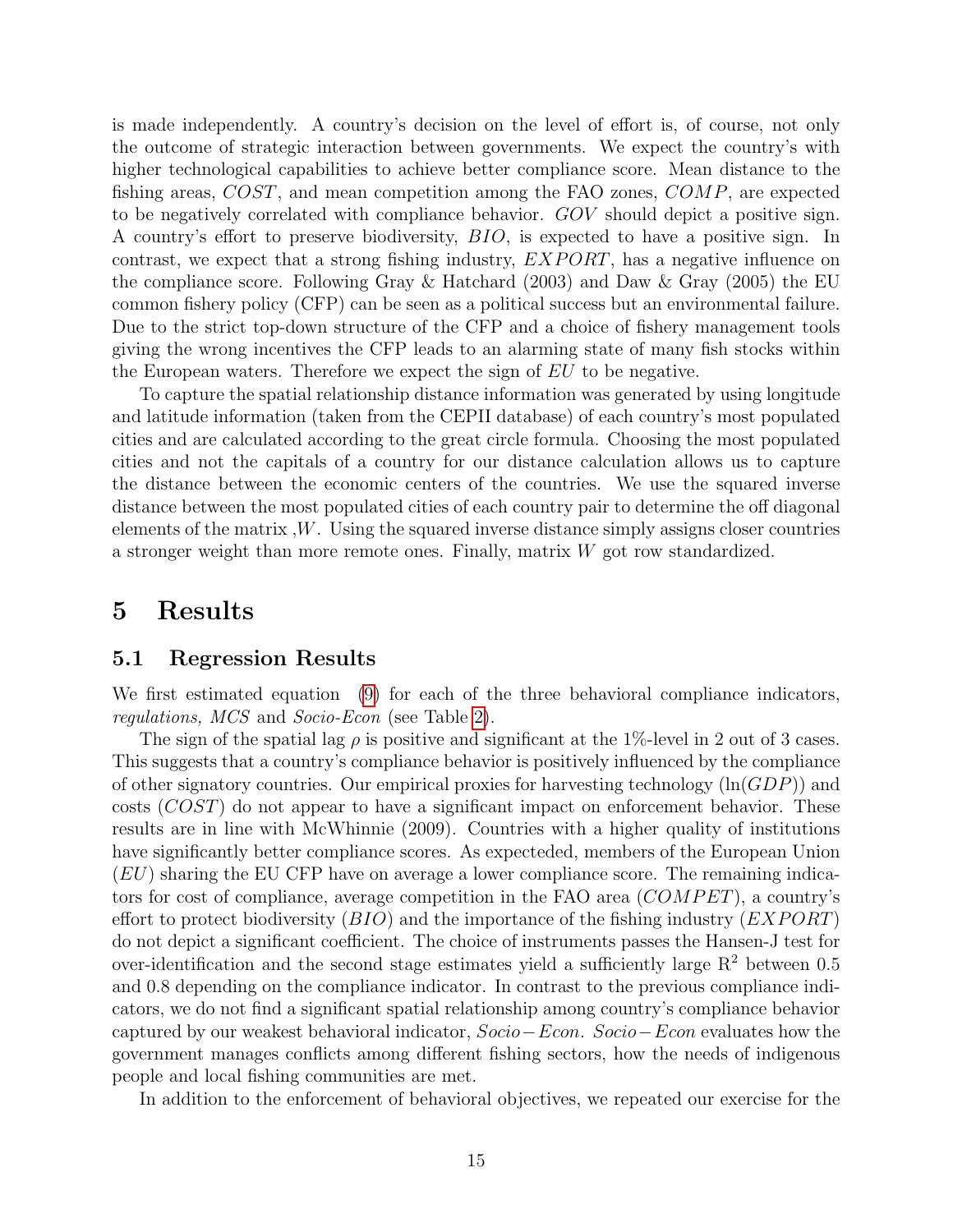is made independently. A country's decision on the level of effort is, of course, not only the outcome of strategic interaction between governments. We expect the country's with higher technological capabilities to achieve better compliance score. Mean distance to the fishing areas, $COST$, and mean competition among the FAO zones, $COMP$, are expected to be negatively correlated with compliance behavior. $GOV$ should depict a positive sign. A country's effort to preserve biodiversity, $BIO$, is expected to have a positive sign. In contrast, we expect that a strong fishing industry, $EXPORT$, has a negative influence on the compliance score. Following Gray & Hatchard (2003) and Daw & Gray (2005) the EU common fishery policy (CFP) can be seen as a political success but an environmental failure. Due to the strict top-down structure of the CFP and a choice of fishery management tools giving the wrong incentives the CFP leads to an alarming state of many fish stocks within the European waters. Therefore we expect the sign of $EU$ to be negative.

To capture the spatial relationship distance information was generated by using longitude and latitude information (taken from the CEPII database) of each country's most populated cities and are calculated according to the great circle formula. Choosing the most populated cities and not the capitals of a country for our distance calculation allows us to capture the distance between the economic centers of the countries. We use the squared inverse distance between the most populated cities of each country pair to determine the off diagonal elements of the matrix ,$W$. Using the squared inverse distance simply assigns closer countries a stronger weight than more remote ones. Finally, matrix $W$ got row standardized.

# 5 Results

## 5.1 Regression Results

We first estimated equation (9) for each of the three behavioral compliance indicators, *regulations, MCS* and *Socio-Econ* (see Table 2).

The sign of the spatial lag $\rho$ is positive and significant at the 1%-level in 2 out of 3 cases. This suggests that a country's compliance behavior is positively influenced by the compliance of other signatory countries. Our empirical proxies for harvesting technology ($\ln(GDP)$) and costs ($COST$) do not appear to have a significant impact on enforcement behavior. These results are in line with McWhinnie (2009). Countries with a higher quality of institutions have significantly better compliance scores. As expecteded, members of the European Union ($EU$) sharing the EU CFP have on average a lower compliance score. The remaining indicators for cost of compliance, average competition in the FAO area ($COMPET$), a country's effort to protect biodiversity ($BIO$) and the importance of the fishing industry ($EXPORT$) do not depict a significant coefficient. The choice of instruments passes the Hansen-J test for over-identification and the second stage estimates yield a sufficiently large $R^2$ between 0.5 and 0.8 depending on the compliance indicator. In contrast to the previous compliance indicators, we do not find a significant spatial relationship among country's compliance behavior captured by our weakest behavioral indicator, $Socio-Econ$. $Socio-Econ$ evaluates how the government manages conflicts among different fishing sectors, how the needs of indigenous people and local fishing communities are met.

In addition to the enforcement of behavioral objectives, we repeated our exercise for the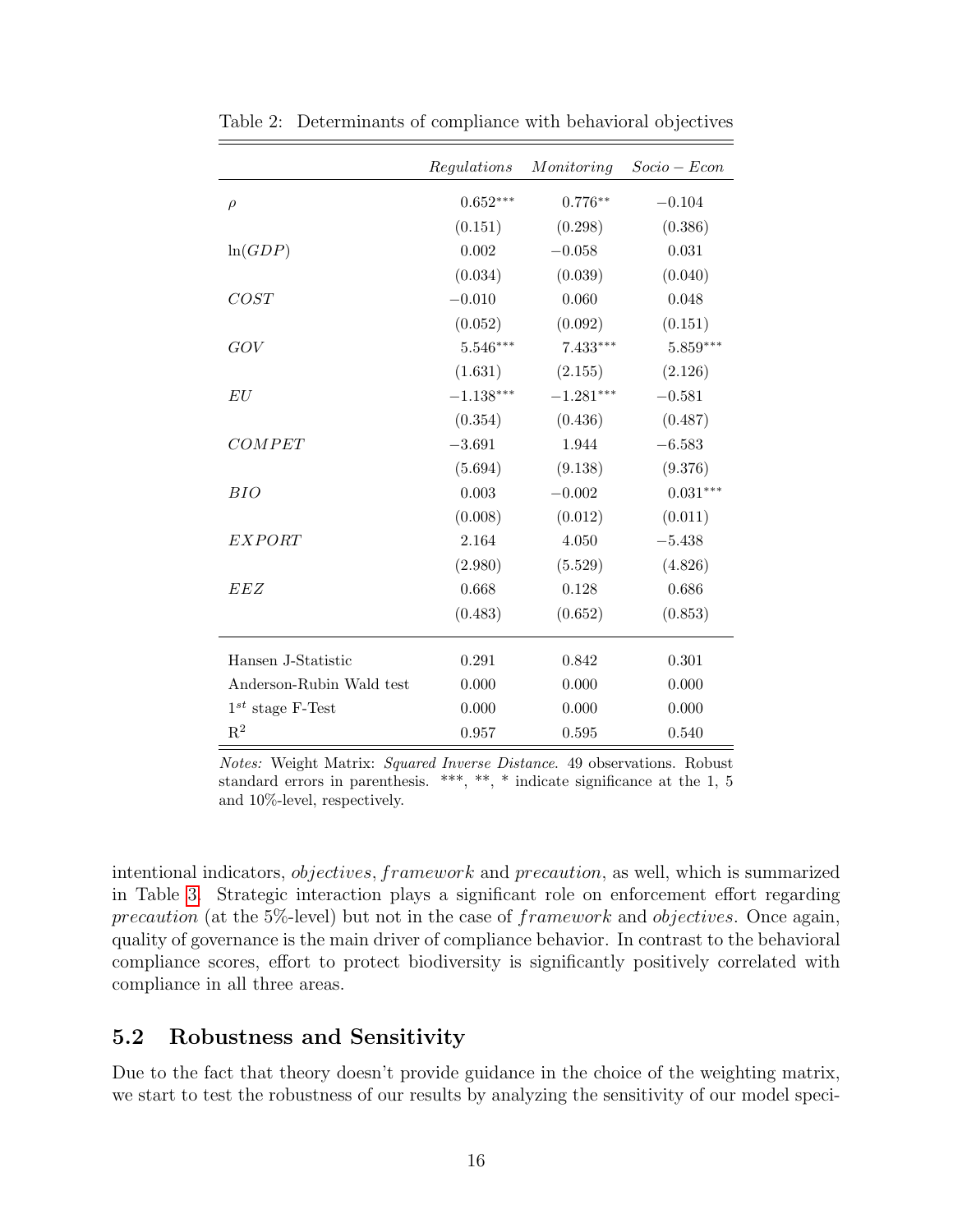Table 2: Determinants of compliance with behavioral objectives

| | *Regulations* | *Monitoring* | *Socio − Econ* |
|---|---|---|---|
| $\rho$ | $0.652^{***}$ | $0.776^{**}$ | $-0.104$ |
| | (0.151) | (0.298) | (0.386) |
| $\ln(GDP)$ | 0.002 | $-0.058$ | 0.031 |
| | (0.034) | (0.039) | (0.040) |
| $COST$ | $-0.010$ | 0.060 | 0.048 |
| | (0.052) | (0.092) | (0.151) |
| $GOV$ | $5.546^{***}$ | $7.433^{***}$ | $5.859^{***}$ |
| | (1.631) | (2.155) | (2.126) |
| $EU$ | $-1.138^{***}$ | $-1.281^{***}$ | $-0.581$ |
| | (0.354) | (0.436) | (0.487) |
| $COMPET$ | $-3.691$ | 1.944 | $-6.583$ |
| | (5.694) | (9.138) | (9.376) |
| $BIO$ | 0.003 | $-0.002$ | $0.031^{***}$ |
| | (0.008) | (0.012) | (0.011) |
| $EXPORT$ | 2.164 | 4.050 | $-5.438$ |
| | (2.980) | (5.529) | (4.826) |
| $EEZ$ | 0.668 | 0.128 | 0.686 |
| | (0.483) | (0.652) | (0.853) |
| Hansen J-Statistic | 0.291 | 0.842 | 0.301 |
| Anderson-Rubin Wald test | 0.000 | 0.000 | 0.000 |
| $1^{st}$ stage F-Test | 0.000 | 0.000 | 0.000 |
| $R^2$ | 0.957 | 0.595 | 0.540 |

*Notes:* Weight Matrix: *Squared Inverse Distance*. 49 observations. Robust standard errors in parenthesis. \*\*\*, \*\*, \* indicate significance at the 1, 5 and 10%-level, respectively.

intentional indicators, *objectives*, *framework* and *precaution*, as well, which is summarized in Table 3. Strategic interaction plays a significant role on enforcement effort regarding *precaution* (at the 5%-level) but not in the case of *framework* and *objectives*. Once again, quality of governance is the main driver of compliance behavior. In contrast to the behavioral compliance scores, effort to protect biodiversity is significantly positively correlated with compliance in all three areas.

## 5.2 Robustness and Sensitivity

Due to the fact that theory doesn't provide guidance in the choice of the weighting matrix, we start to test the robustness of our results by analyzing the sensitivity of our model speci-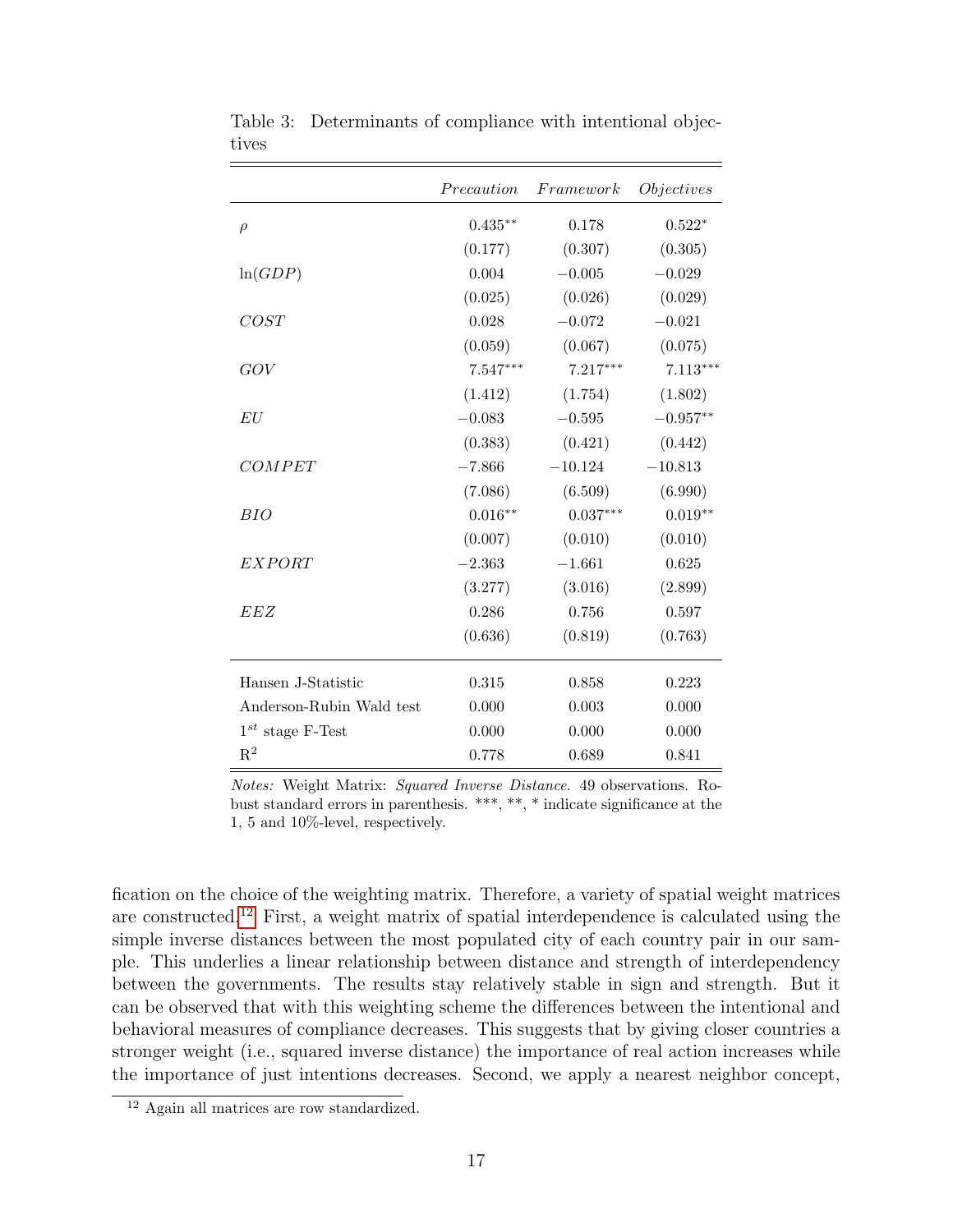Table 3: Determinants of compliance with intentional objectives

| | *Precaution* | *Framework* | *Objectives* |
|---|---|---|---|
| $\rho$ | $0.435^{**}$ | 0.178 | $0.522^{*}$ |
| | (0.177) | (0.307) | (0.305) |
| $\ln(GDP)$ | 0.004 | $-0.005$ | $-0.029$ |
| | (0.025) | (0.026) | (0.029) |
| *COST* | 0.028 | $-0.072$ | $-0.021$ |
| | (0.059) | (0.067) | (0.075) |
| *GOV* | $7.547^{***}$ | $7.217^{***}$ | $7.113^{***}$ |
| | (1.412) | (1.754) | (1.802) |
| *EU* | $-0.083$ | $-0.595$ | $-0.957^{**}$ |
| | (0.383) | (0.421) | (0.442) |
| *COMPET* | $-7.866$ | $-10.124$ | $-10.813$ |
| | (7.086) | (6.509) | (6.990) |
| *BIO* | $0.016^{**}$ | $0.037^{***}$ | $0.019^{**}$ |
| | (0.007) | (0.010) | (0.010) |
| *EXPORT* | $-2.363$ | $-1.661$ | 0.625 |
| | (3.277) | (3.016) | (2.899) |
| *EEZ* | 0.286 | 0.756 | 0.597 |
| | (0.636) | (0.819) | (0.763) |
| Hansen J-Statistic | 0.315 | 0.858 | 0.223 |
| Anderson-Rubin Wald test | 0.000 | 0.003 | 0.000 |
| $1^{st}$ stage F-Test | 0.000 | 0.000 | 0.000 |
| $R^2$ | 0.778 | 0.689 | 0.841 |

*Notes:* Weight Matrix: *Squared Inverse Distance*. 49 observations. Robust standard errors in parenthesis. ***, **, * indicate significance at the 1, 5 and 10%-level, respectively.

fication on the choice of the weighting matrix. Therefore, a variety of spatial weight matrices are constructed.[12] First, a weight matrix of spatial interdependence is calculated using the simple inverse distances between the most populated city of each country pair in our sample. This underlies a linear relationship between distance and strength of interdependency between the governments. The results stay relatively stable in sign and strength. But it can be observed that with this weighting scheme the differences between the intentional and behavioral measures of compliance decreases. This suggests that by giving closer countries a stronger weight (i.e., squared inverse distance) the importance of real action increases while the importance of just intentions decreases. Second, we apply a nearest neighbor concept,

[12] Again all matrices are row standardized.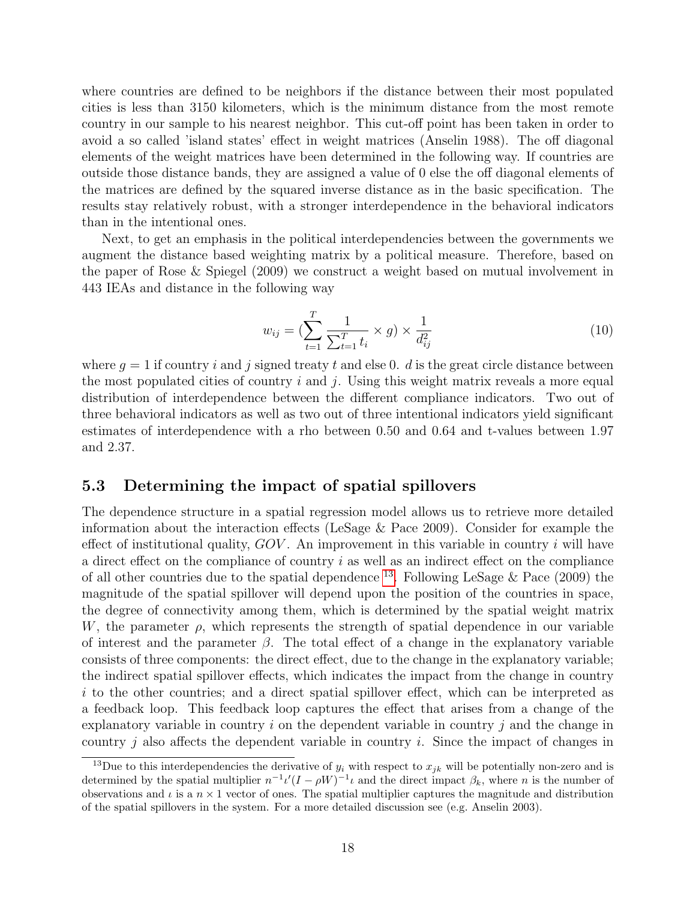where countries are defined to be neighbors if the distance between their most populated cities is less than 3150 kilometers, which is the minimum distance from the most remote country in our sample to his nearest neighbor. This cut-off point has been taken in order to avoid a so called 'island states' effect in weight matrices (Anselin 1988). The off diagonal elements of the weight matrices have been determined in the following way. If countries are outside those distance bands, they are assigned a value of 0 else the off diagonal elements of the matrices are defined by the squared inverse distance as in the basic specification. The results stay relatively robust, with a stronger interdependence in the behavioral indicators than in the intentional ones.

Next, to get an emphasis in the political interdependencies between the governments we augment the distance based weighting matrix by a political measure. Therefore, based on the paper of Rose & Spiegel (2009) we construct a weight based on mutual involvement in 443 IEAs and distance in the following way

$$w_{ij} = (\sum_{t=1}^{T} \frac{1}{\sum_{t=1}^{T} t_i} \times g) \times \frac{1}{d_{ij}^2} \tag{10}$$

where $g = 1$ if country $i$ and $j$ signed treaty $t$ and else 0. $d$ is the great circle distance between the most populated cities of country $i$ and $j$. Using this weight matrix reveals a more equal distribution of interdependence between the different compliance indicators. Two out of three behavioral indicators as well as two out of three intentional indicators yield significant estimates of interdependence with a rho between 0.50 and 0.64 and t-values between 1.97 and 2.37.

## 5.3 Determining the impact of spatial spillovers

The dependence structure in a spatial regression model allows us to retrieve more detailed information about the interaction effects (LeSage & Pace 2009). Consider for example the effect of institutional quality, $GOV$. An improvement in this variable in country $i$ will have a direct effect on the compliance of country $i$ as well as an indirect effect on the compliance of all other countries due to the spatial dependence [13]. Following LeSage & Pace (2009) the magnitude of the spatial spillover will depend upon the position of the countries in space, the degree of connectivity among them, which is determined by the spatial weight matrix $W$, the parameter $\rho$, which represents the strength of spatial dependence in our variable of interest and the parameter $\beta$. The total effect of a change in the explanatory variable consists of three components: the direct effect, due to the change in the explanatory variable; the indirect spatial spillover effects, which indicates the impact from the change in country $i$ to the other countries; and a direct spatial spillover effect, which can be interpreted as a feedback loop. This feedback loop captures the effect that arises from a change of the explanatory variable in country $i$ on the dependent variable in country $j$ and the change in country $j$ also affects the dependent variable in country $i$. Since the impact of changes in

[13] Due to this interdependencies the derivative of $y_i$ with respect to $x_{jk}$ will be potentially non-zero and is determined by the spatial multiplier $n^{-1}\iota'(I - \rho W)^{-1}\iota$ and the direct impact $\beta_k$, where $n$ is the number of observations and $\iota$ is a $n \times 1$ vector of ones. The spatial multiplier captures the magnitude and distribution of the spatial spillovers in the system. For a more detailed discussion see (e.g. Anselin 2003).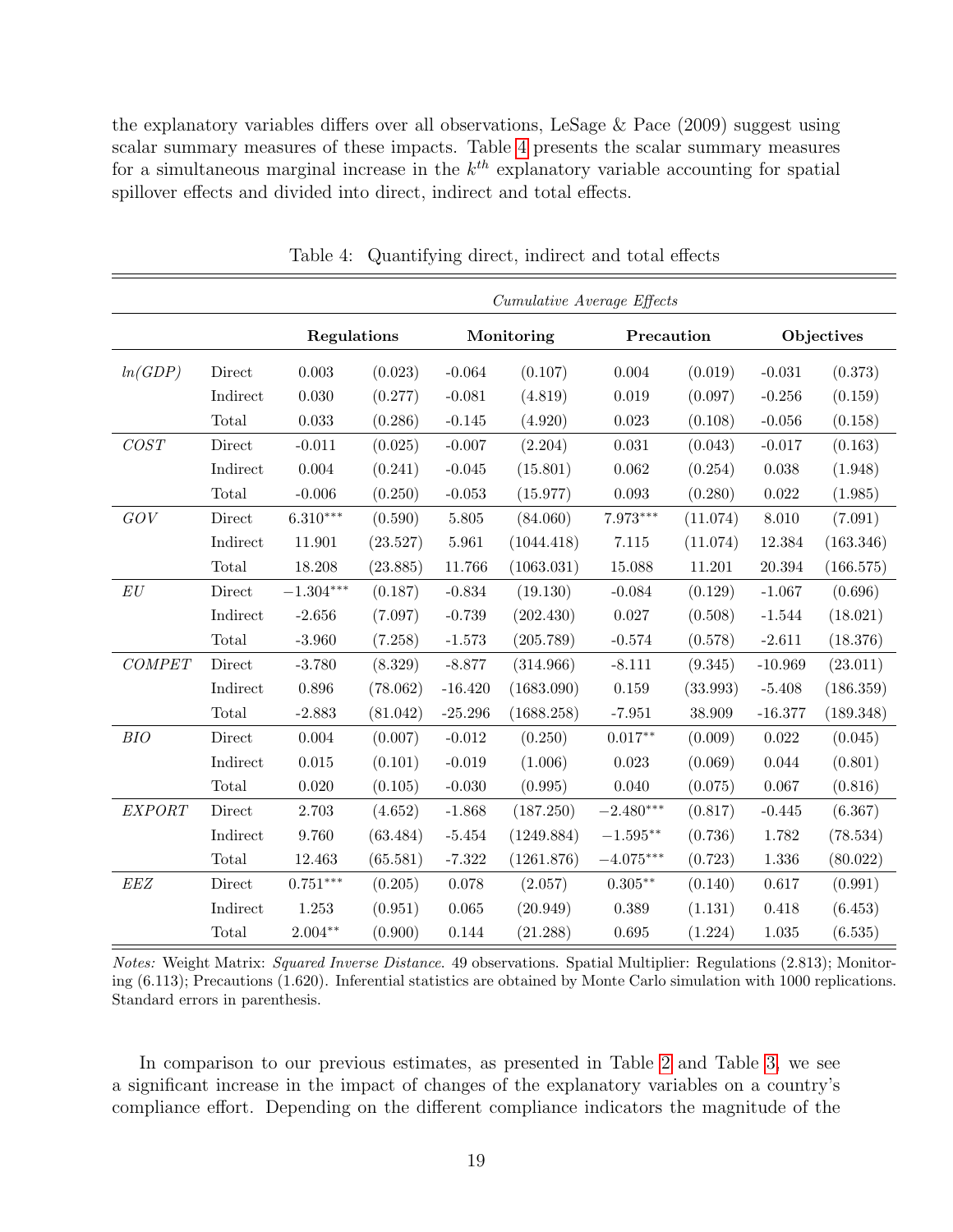the explanatory variables differs over all observations, LeSage & Pace (2009) suggest using scalar summary measures of these impacts. Table 4 presents the scalar summary measures for a simultaneous marginal increase in the $k^{th}$ explanatory variable accounting for spatial spillover effects and divided into direct, indirect and total effects.

Table 4: Quantifying direct, indirect and total effects

| | | *Cumulative Average Effects* | | | | | | | |
|---|---|---|---|---|---|---|---|---|---|
| | | **Regulations** | | **Monitoring** | | **Precaution** | | **Objectives** | |
| *ln(GDP)* | Direct | 0.003 | (0.023) | -0.064 | (0.107) | 0.004 | (0.019) | -0.031 | (0.373) |
| | Indirect | 0.030 | (0.277) | -0.081 | (4.819) | 0.019 | (0.097) | -0.256 | (0.159) |
| | Total | 0.033 | (0.286) | -0.145 | (4.920) | 0.023 | (0.108) | -0.056 | (0.158) |
| *COST* | Direct | -0.011 | (0.025) | -0.007 | (2.204) | 0.031 | (0.043) | -0.017 | (0.163) |
| | Indirect | 0.004 | (0.241) | -0.045 | (15.801) | 0.062 | (0.254) | 0.038 | (1.948) |
| | Total | -0.006 | (0.250) | -0.053 | (15.977) | 0.093 | (0.280) | 0.022 | (1.985) |
| *GOV* | Direct | $6.310^{***}$ | (0.590) | 5.805 | (84.060) | $7.973^{***}$ | (11.074) | 8.010 | (7.091) |
| | Indirect | 11.901 | (23.527) | 5.961 | (1044.418) | 7.115 | (11.074) | 12.384 | (163.346) |
| | Total | 18.208 | (23.885) | 11.766 | (1063.031) | 15.088 | 11.201 | 20.394 | (166.575) |
| *EU* | Direct | $-1.304^{***}$ | (0.187) | -0.834 | (19.130) | -0.084 | (0.129) | -1.067 | (0.696) |
| | Indirect | -2.656 | (7.097) | -0.739 | (202.430) | 0.027 | (0.508) | -1.544 | (18.021) |
| | Total | -3.960 | (7.258) | -1.573 | (205.789) | -0.574 | (0.578) | -2.611 | (18.376) |
| *COMPET* | Direct | -3.780 | (8.329) | -8.877 | (314.966) | -8.111 | (9.345) | -10.969 | (23.011) |
| | Indirect | 0.896 | (78.062) | -16.420 | (1683.090) | 0.159 | (33.993) | -5.408 | (186.359) |
| | Total | -2.883 | (81.042) | -25.296 | (1688.258) | -7.951 | 38.909 | -16.377 | (189.348) |
| *BIO* | Direct | 0.004 | (0.007) | -0.012 | (0.250) | $0.017^{**}$ | (0.009) | 0.022 | (0.045) |
| | Indirect | 0.015 | (0.101) | -0.019 | (1.006) | 0.023 | (0.069) | 0.044 | (0.801) |
| | Total | 0.020 | (0.105) | -0.030 | (0.995) | 0.040 | (0.075) | 0.067 | (0.816) |
| *EXPORT* | Direct | 2.703 | (4.652) | -1.868 | (187.250) | $-2.480^{***}$ | (0.817) | -0.445 | (6.367) |
| | Indirect | 9.760 | (63.484) | -5.454 | (1249.884) | $-1.595^{**}$ | (0.736) | 1.782 | (78.534) |
| | Total | 12.463 | (65.581) | -7.322 | (1261.876) | $-4.075^{***}$ | (0.723) | 1.336 | (80.022) |
| *EEZ* | Direct | $0.751^{***}$ | (0.205) | 0.078 | (2.057) | $0.305^{**}$ | (0.140) | 0.617 | (0.991) |
| | Indirect | 1.253 | (0.951) | 0.065 | (20.949) | 0.389 | (1.131) | 0.418 | (6.453) |
| | Total | $2.004^{**}$ | (0.900) | 0.144 | (21.288) | 0.695 | (1.224) | 1.035 | (6.535) |

*Notes:* Weight Matrix: *Squared Inverse Distance*. 49 observations. Spatial Multiplier: Regulations (2.813); Monitoring (6.113); Precautions (1.620). Inferential statistics are obtained by Monte Carlo simulation with 1000 replications. Standard errors in parenthesis.

In comparison to our previous estimates, as presented in Table 2 and Table 3, we see a significant increase in the impact of changes of the explanatory variables on a country's compliance effort. Depending on the different compliance indicators the magnitude of the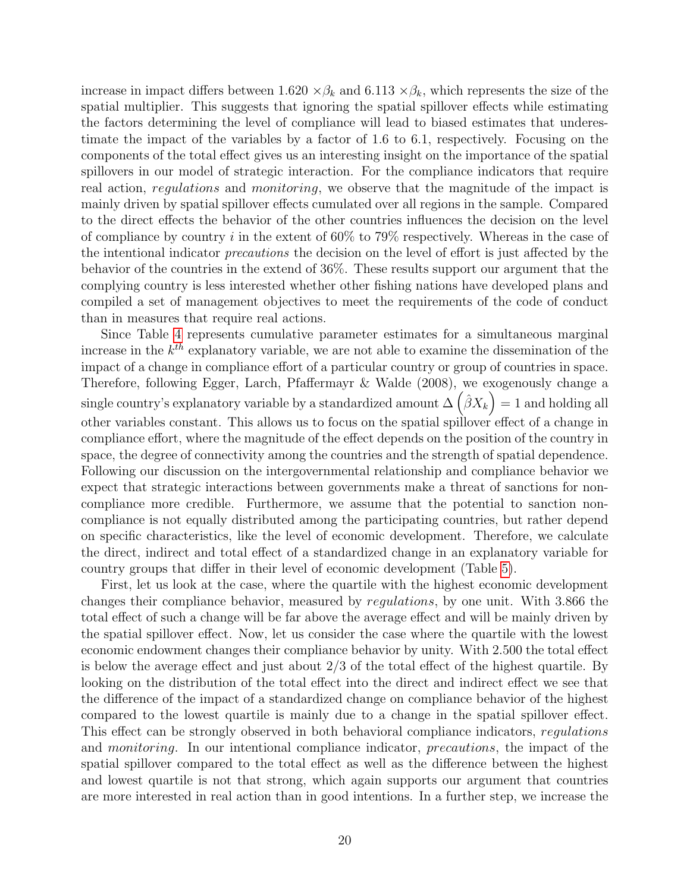increase in impact differs between 1.620 $\times\beta_k$ and 6.113 $\times\beta_k$, which represents the size of the spatial multiplier. This suggests that ignoring the spatial spillover effects while estimating the factors determining the level of compliance will lead to biased estimates that underestimate the impact of the variables by a factor of 1.6 to 6.1, respectively. Focusing on the components of the total effect gives us an interesting insight on the importance of the spatial spillovers in our model of strategic interaction. For the compliance indicators that require real action, *regulations* and *monitoring*, we observe that the magnitude of the impact is mainly driven by spatial spillover effects cumulated over all regions in the sample. Compared to the direct effects the behavior of the other countries influences the decision on the level of compliance by country $i$ in the extent of 60% to 79% respectively. Whereas in the case of the intentional indicator *precautions* the decision on the level of effort is just affected by the behavior of the countries in the extend of 36%. These results support our argument that the complying country is less interested whether other fishing nations have developed plans and compiled a set of management objectives to meet the requirements of the code of conduct than in measures that require real actions.

Since Table 4 represents cumulative parameter estimates for a simultaneous marginal increase in the $k^{th}$ explanatory variable, we are not able to examine the dissemination of the impact of a change in compliance effort of a particular country or group of countries in space. Therefore, following Egger, Larch, Pfaffermayr & Walde (2008), we exogenously change a single country's explanatory variable by a standardized amount $\Delta\left(\hat{\beta}X_k\right) = 1$ and holding all other variables constant. This allows us to focus on the spatial spillover effect of a change in compliance effort, where the magnitude of the effect depends on the position of the country in space, the degree of connectivity among the countries and the strength of spatial dependence. Following our discussion on the intergovernmental relationship and compliance behavior we expect that strategic interactions between governments make a threat of sanctions for non-compliance more credible. Furthermore, we assume that the potential to sanction non-compliance is not equally distributed among the participating countries, but rather depend on specific characteristics, like the level of economic development. Therefore, we calculate the direct, indirect and total effect of a standardized change in an explanatory variable for country groups that differ in their level of economic development (Table 5).

First, let us look at the case, where the quartile with the highest economic development changes their compliance behavior, measured by *regulations*, by one unit. With 3.866 the total effect of such a change will be far above the average effect and will be mainly driven by the spatial spillover effect. Now, let us consider the case where the quartile with the lowest economic endowment changes their compliance behavior by unity. With 2.500 the total effect is below the average effect and just about 2/3 of the total effect of the highest quartile. By looking on the distribution of the total effect into the direct and indirect effect we see that the difference of the impact of a standardized change on compliance behavior of the highest compared to the lowest quartile is mainly due to a change in the spatial spillover effect. This effect can be strongly observed in both behavioral compliance indicators, *regulations* and *monitoring*. In our intentional compliance indicator, *precautions*, the impact of the spatial spillover compared to the total effect as well as the difference between the highest and lowest quartile is not that strong, which again supports our argument that countries are more interested in real action than in good intentions. In a further step, we increase the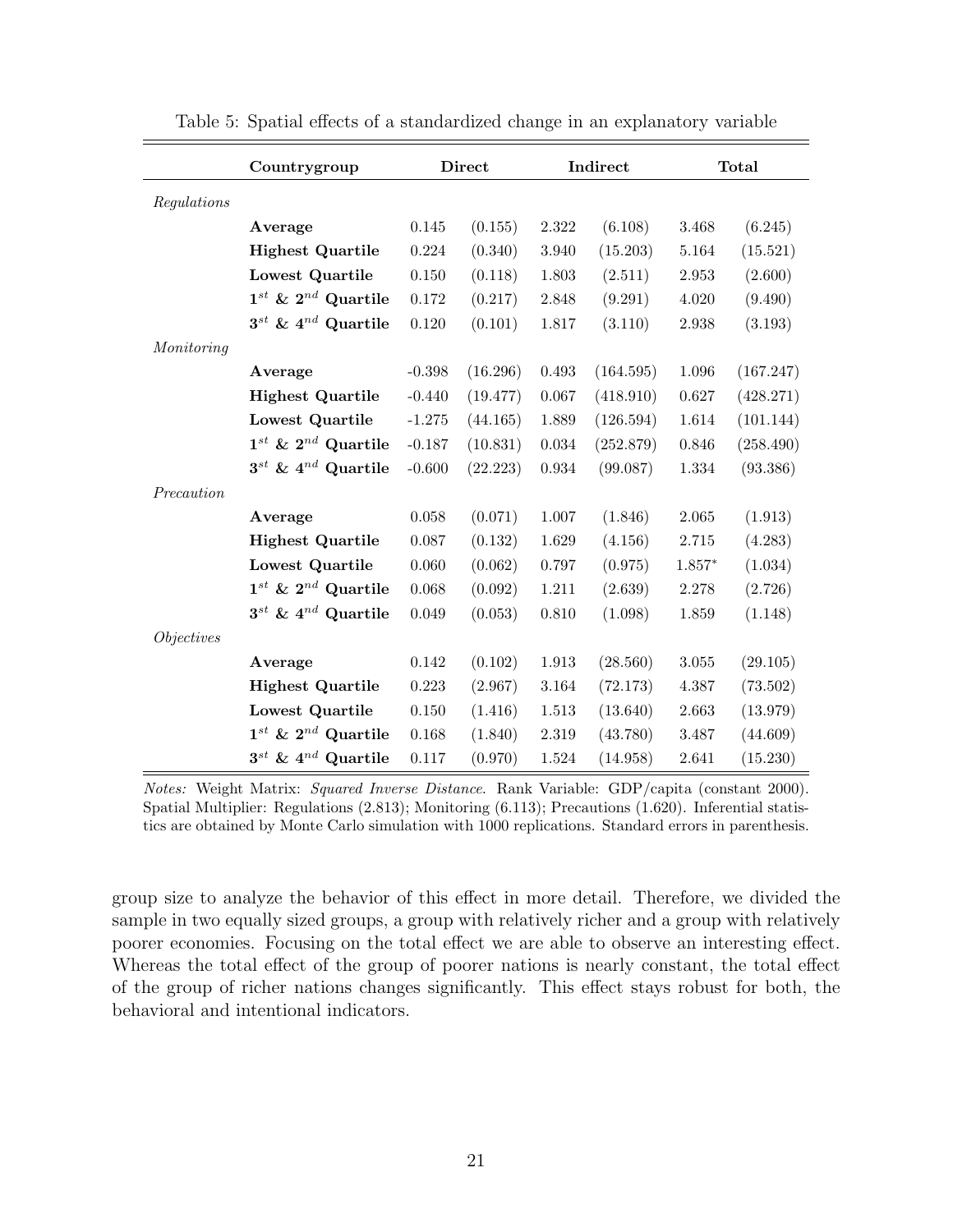Table 5: Spatial effects of a standardized change in an explanatory variable

| | Countrygroup | Direct | | Indirect | | Total | |
|---|---|---|---|---|---|---|---|
| *Regulations* | | | | | | | |
| | **Average** | 0.145 | (0.155) | 2.322 | (6.108) | 3.468 | (6.245) |
| | **Highest Quartile** | 0.224 | (0.340) | 3.940 | (15.203) | 5.164 | (15.521) |
| | **Lowest Quartile** | 0.150 | (0.118) | 1.803 | (2.511) | 2.953 | (2.600) |
| | **$1^{st}$ & $2^{nd}$ Quartile** | 0.172 | (0.217) | 2.848 | (9.291) | 4.020 | (9.490) |
| | **$3^{st}$ & $4^{nd}$ Quartile** | 0.120 | (0.101) | 1.817 | (3.110) | 2.938 | (3.193) |
| *Monitoring* | | | | | | | |
| | **Average** | -0.398 | (16.296) | 0.493 | (164.595) | 1.096 | (167.247) |
| | **Highest Quartile** | -0.440 | (19.477) | 0.067 | (418.910) | 0.627 | (428.271) |
| | **Lowest Quartile** | -1.275 | (44.165) | 1.889 | (126.594) | 1.614 | (101.144) |
| | **$1^{st}$ & $2^{nd}$ Quartile** | -0.187 | (10.831) | 0.034 | (252.879) | 0.846 | (258.490) |
| | **$3^{st}$ & $4^{nd}$ Quartile** | -0.600 | (22.223) | 0.934 | (99.087) | 1.334 | (93.386) |
| *Precaution* | | | | | | | |
| | **Average** | 0.058 | (0.071) | 1.007 | (1.846) | 2.065 | (1.913) |
| | **Highest Quartile** | 0.087 | (0.132) | 1.629 | (4.156) | 2.715 | (4.283) |
| | **Lowest Quartile** | 0.060 | (0.062) | 0.797 | (0.975) | 1.857* | (1.034) |
| | **$1^{st}$ & $2^{nd}$ Quartile** | 0.068 | (0.092) | 1.211 | (2.639) | 2.278 | (2.726) |
| | **$3^{st}$ & $4^{nd}$ Quartile** | 0.049 | (0.053) | 0.810 | (1.098) | 1.859 | (1.148) |
| *Objectives* | | | | | | | |
| | **Average** | 0.142 | (0.102) | 1.913 | (28.560) | 3.055 | (29.105) |
| | **Highest Quartile** | 0.223 | (2.967) | 3.164 | (72.173) | 4.387 | (73.502) |
| | **Lowest Quartile** | 0.150 | (1.416) | 1.513 | (13.640) | 2.663 | (13.979) |
| | **$1^{st}$ & $2^{nd}$ Quartile** | 0.168 | (1.840) | 2.319 | (43.780) | 3.487 | (44.609) |
| | **$3^{st}$ & $4^{nd}$ Quartile** | 0.117 | (0.970) | 1.524 | (14.958) | 2.641 | (15.230) |

*Notes:* Weight Matrix: *Squared Inverse Distance*. Rank Variable: GDP/capita (constant 2000). Spatial Multiplier: Regulations (2.813); Monitoring (6.113); Precautions (1.620). Inferential statistics are obtained by Monte Carlo simulation with 1000 replications. Standard errors in parenthesis.

group size to analyze the behavior of this effect in more detail. Therefore, we divided the sample in two equally sized groups, a group with relatively richer and a group with relatively poorer economies. Focusing on the total effect we are able to observe an interesting effect. Whereas the total effect of the group of poorer nations is nearly constant, the total effect of the group of richer nations changes significantly. This effect stays robust for both, the behavioral and intentional indicators.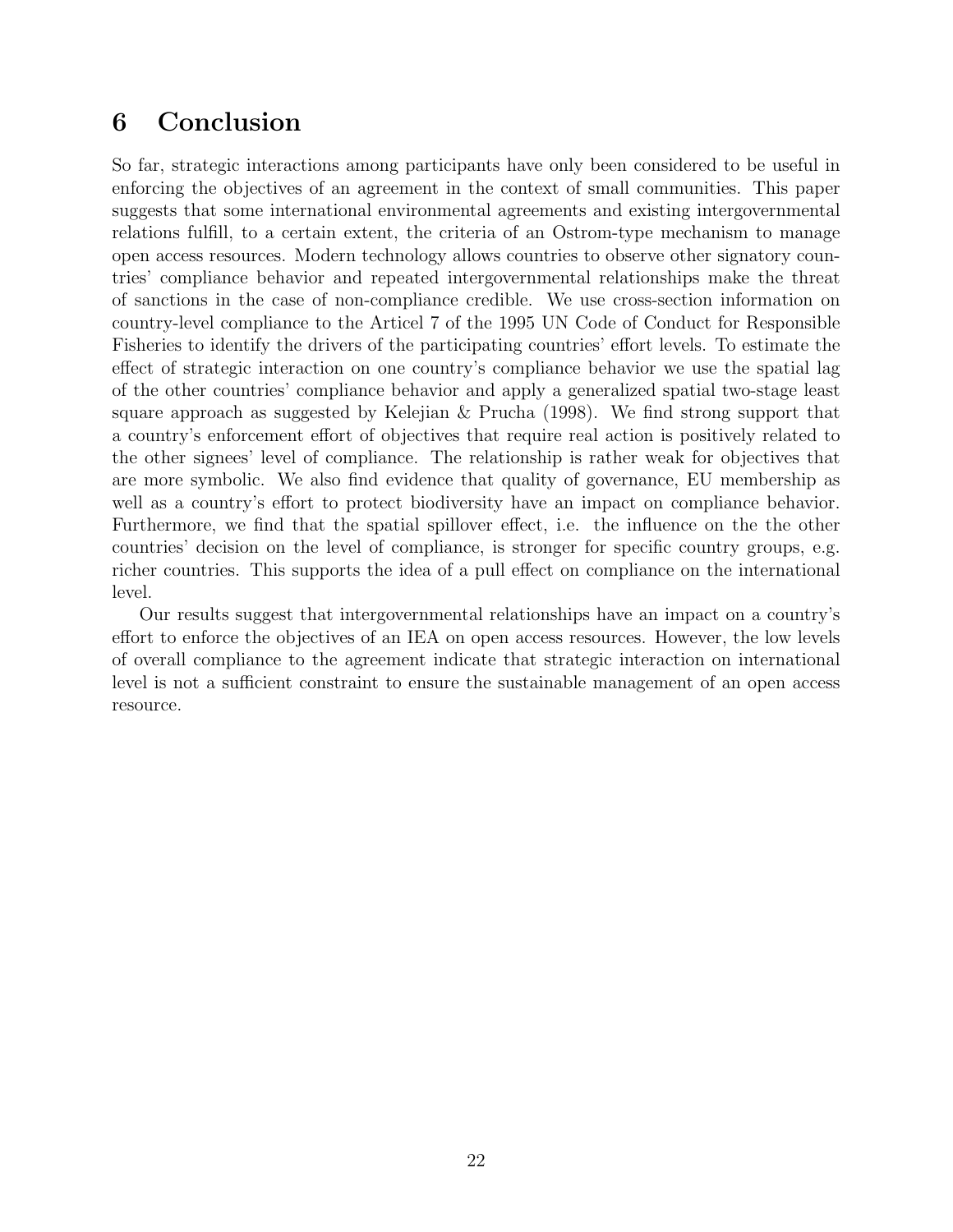# 6 Conclusion

So far, strategic interactions among participants have only been considered to be useful in enforcing the objectives of an agreement in the context of small communities. This paper suggests that some international environmental agreements and existing intergovernmental relations fulfill, to a certain extent, the criteria of an Ostrom-type mechanism to manage open access resources. Modern technology allows countries to observe other signatory countries' compliance behavior and repeated intergovernmental relationships make the threat of sanctions in the case of non-compliance credible. We use cross-section information on country-level compliance to the Articel 7 of the 1995 UN Code of Conduct for Responsible Fisheries to identify the drivers of the participating countries' effort levels. To estimate the effect of strategic interaction on one country's compliance behavior we use the spatial lag of the other countries' compliance behavior and apply a generalized spatial two-stage least square approach as suggested by Kelejian & Prucha (1998). We find strong support that a country's enforcement effort of objectives that require real action is positively related to the other signees' level of compliance. The relationship is rather weak for objectives that are more symbolic. We also find evidence that quality of governance, EU membership as well as a country's effort to protect biodiversity have an impact on compliance behavior. Furthermore, we find that the spatial spillover effect, i.e. the influence on the the other countries' decision on the level of compliance, is stronger for specific country groups, e.g. richer countries. This supports the idea of a pull effect on compliance on the international level.

Our results suggest that intergovernmental relationships have an impact on a country's effort to enforce the objectives of an IEA on open access resources. However, the low levels of overall compliance to the agreement indicate that strategic interaction on international level is not a sufficient constraint to ensure the sustainable management of an open access resource.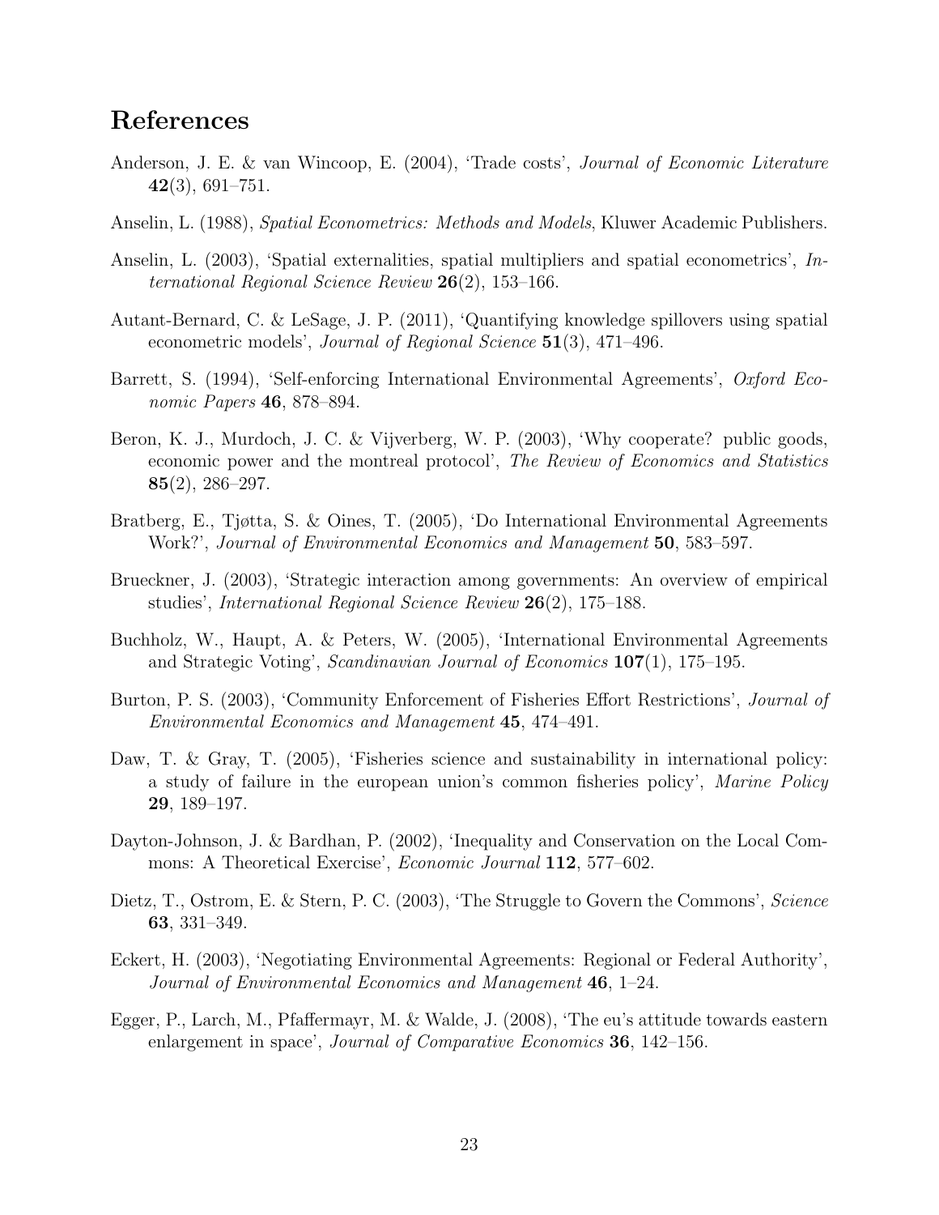## References

Anderson, J. E. & van Wincoop, E. (2004), 'Trade costs', *Journal of Economic Literature* **42**(3), 691–751.

Anselin, L. (1988), *Spatial Econometrics: Methods and Models*, Kluwer Academic Publishers.

Anselin, L. (2003), 'Spatial externalities, spatial multipliers and spatial econometrics', *International Regional Science Review* **26**(2), 153–166.

Autant-Bernard, C. & LeSage, J. P. (2011), 'Quantifying knowledge spillovers using spatial econometric models', *Journal of Regional Science* **51**(3), 471–496.

Barrett, S. (1994), 'Self-enforcing International Environmental Agreements', *Oxford Economic Papers* **46**, 878–894.

Beron, K. J., Murdoch, J. C. & Vijverberg, W. P. (2003), 'Why cooperate? public goods, economic power and the montreal protocol', *The Review of Economics and Statistics* **85**(2), 286–297.

Bratberg, E., Tjøtta, S. & Oines, T. (2005), 'Do International Environmental Agreements Work?', *Journal of Environmental Economics and Management* **50**, 583–597.

Brueckner, J. (2003), 'Strategic interaction among governments: An overview of empirical studies', *International Regional Science Review* **26**(2), 175–188.

Buchholz, W., Haupt, A. & Peters, W. (2005), 'International Environmental Agreements and Strategic Voting', *Scandinavian Journal of Economics* **107**(1), 175–195.

Burton, P. S. (2003), 'Community Enforcement of Fisheries Effort Restrictions', *Journal of Environmental Economics and Management* **45**, 474–491.

Daw, T. & Gray, T. (2005), 'Fisheries science and sustainability in international policy: a study of failure in the european union's common fisheries policy', *Marine Policy* **29**, 189–197.

Dayton-Johnson, J. & Bardhan, P. (2002), 'Inequality and Conservation on the Local Commons: A Theoretical Exercise', *Economic Journal* **112**, 577–602.

Dietz, T., Ostrom, E. & Stern, P. C. (2003), 'The Struggle to Govern the Commons', *Science* **63**, 331–349.

Eckert, H. (2003), 'Negotiating Environmental Agreements: Regional or Federal Authority', *Journal of Environmental Economics and Management* **46**, 1–24.

Egger, P., Larch, M., Pfaffermayr, M. & Walde, J. (2008), 'The eu's attitude towards eastern enlargement in space', *Journal of Comparative Economics* **36**, 142–156.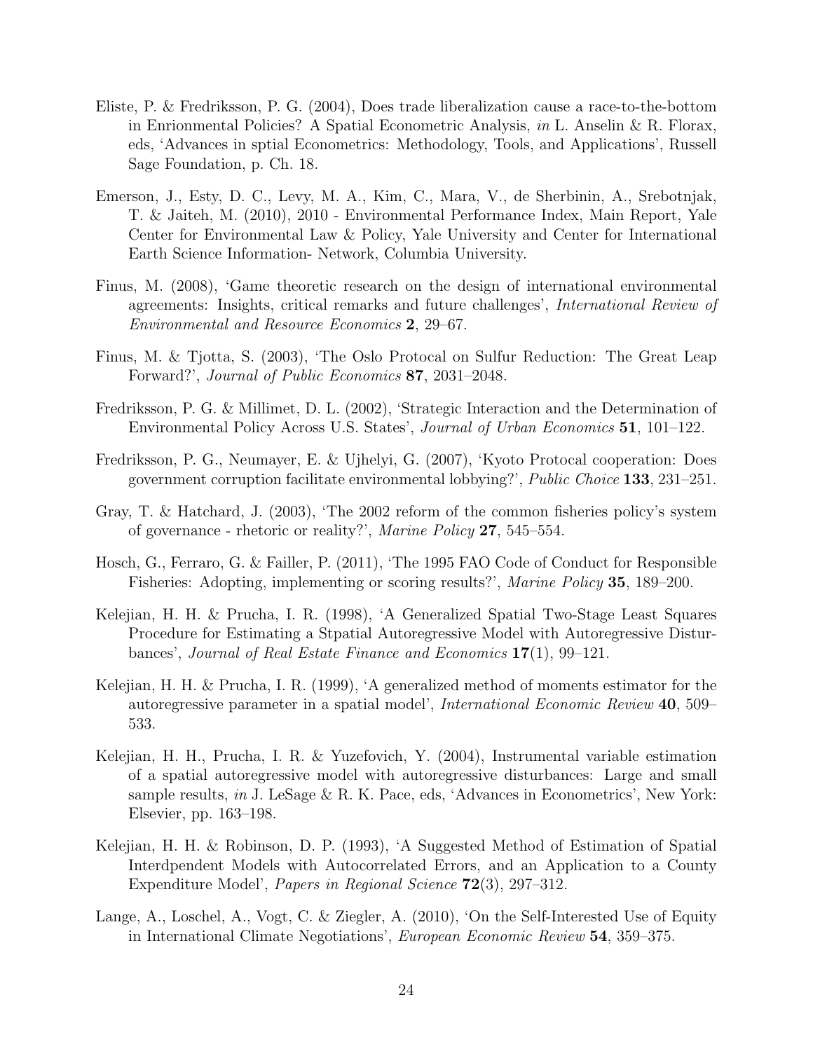Eliste, P. & Fredriksson, P. G. (2004), Does trade liberalization cause a race-to-the-bottom in Enrionmental Policies? A Spatial Econometric Analysis, *in* L. Anselin & R. Florax, eds, 'Advances in sptial Econometrics: Methodology, Tools, and Applications', Russell Sage Foundation, p. Ch. 18.

Emerson, J., Esty, D. C., Levy, M. A., Kim, C., Mara, V., de Sherbinin, A., Srebotnjak, T. & Jaiteh, M. (2010), 2010 - Environmental Performance Index, Main Report, Yale Center for Environmental Law & Policy, Yale University and Center for International Earth Science Information- Network, Columbia University.

Finus, M. (2008), 'Game theoretic research on the design of international environmental agreements: Insights, critical remarks and future challenges', *International Review of Environmental and Resource Economics* **2**, 29–67.

Finus, M. & Tjotta, S. (2003), 'The Oslo Protocal on Sulfur Reduction: The Great Leap Forward?', *Journal of Public Economics* **87**, 2031–2048.

Fredriksson, P. G. & Millimet, D. L. (2002), 'Strategic Interaction and the Determination of Environmental Policy Across U.S. States', *Journal of Urban Economics* **51**, 101–122.

Fredriksson, P. G., Neumayer, E. & Ujhelyi, G. (2007), 'Kyoto Protocal cooperation: Does government corruption facilitate environmental lobbying?', *Public Choice* **133**, 231–251.

Gray, T. & Hatchard, J. (2003), 'The 2002 reform of the common fisheries policy's system of governance - rhetoric or reality?', *Marine Policy* **27**, 545–554.

Hosch, G., Ferraro, G. & Failler, P. (2011), 'The 1995 FAO Code of Conduct for Responsible Fisheries: Adopting, implementing or scoring results?', *Marine Policy* **35**, 189–200.

Kelejian, H. H. & Prucha, I. R. (1998), 'A Generalized Spatial Two-Stage Least Squares Procedure for Estimating a Stpatial Autoregressive Model with Autoregressive Disturbances', *Journal of Real Estate Finance and Economics* **17**(1), 99–121.

Kelejian, H. H. & Prucha, I. R. (1999), 'A generalized method of moments estimator for the autoregressive parameter in a spatial model', *International Economic Review* **40**, 509–533.

Kelejian, H. H., Prucha, I. R. & Yuzefovich, Y. (2004), Instrumental variable estimation of a spatial autoregressive model with autoregressive disturbances: Large and small sample results, *in* J. LeSage & R. K. Pace, eds, 'Advances in Econometrics', New York: Elsevier, pp. 163–198.

Kelejian, H. H. & Robinson, D. P. (1993), 'A Suggested Method of Estimation of Spatial Interdpendent Models with Autocorrelated Errors, and an Application to a County Expenditure Model', *Papers in Regional Science* **72**(3), 297–312.

Lange, A., Loschel, A., Vogt, C. & Ziegler, A. (2010), 'On the Self-Interested Use of Equity in International Climate Negotiations', *European Economic Review* **54**, 359–375.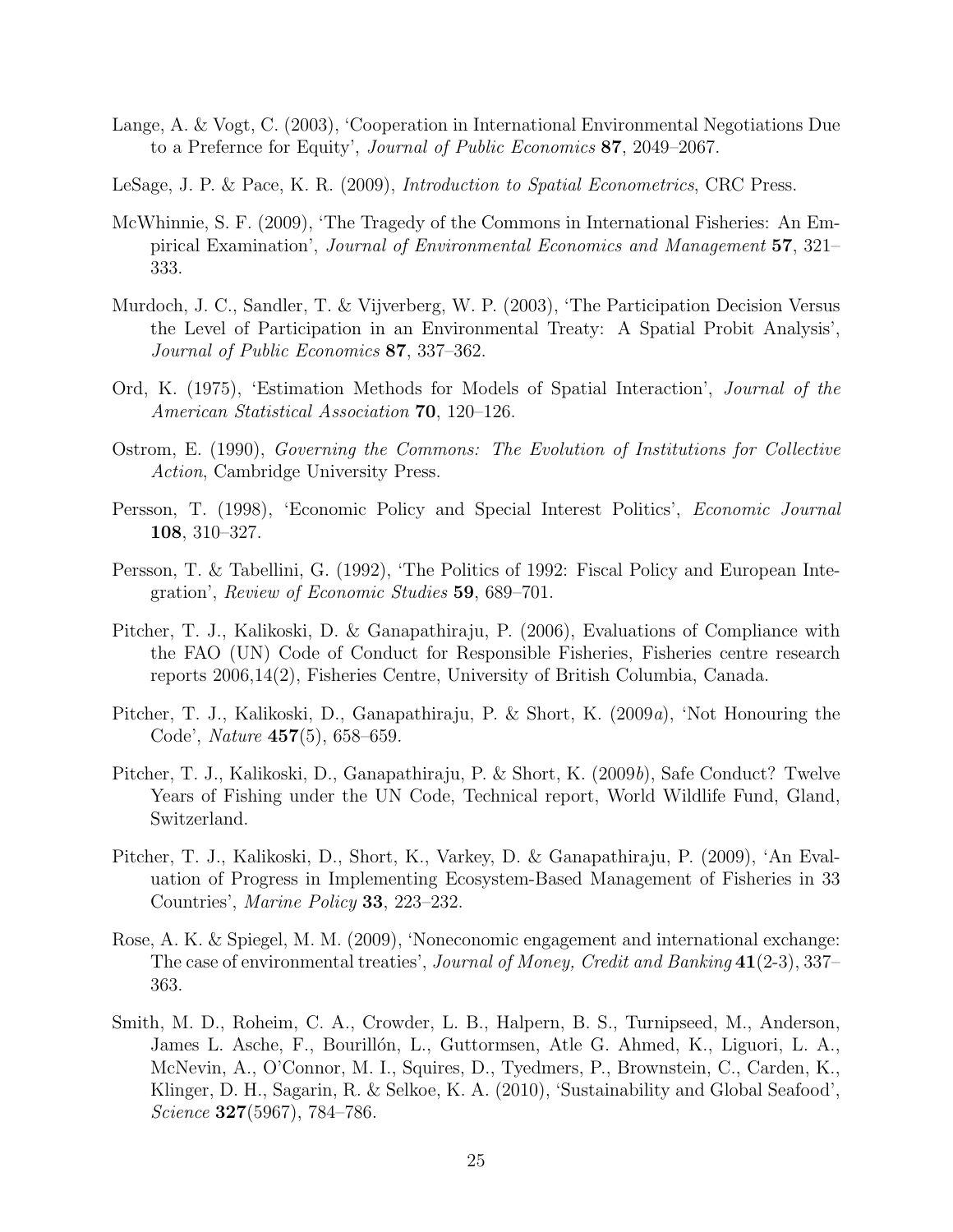Lange, A. & Vogt, C. (2003), 'Cooperation in International Environmental Negotiations Due to a Prefernce for Equity', *Journal of Public Economics* **87**, 2049–2067.

LeSage, J. P. & Pace, K. R. (2009), *Introduction to Spatial Econometrics*, CRC Press.

McWhinnie, S. F. (2009), 'The Tragedy of the Commons in International Fisheries: An Empirical Examination', *Journal of Environmental Economics and Management* **57**, 321–333.

Murdoch, J. C., Sandler, T. & Vijverberg, W. P. (2003), 'The Participation Decision Versus the Level of Participation in an Environmental Treaty: A Spatial Probit Analysis', *Journal of Public Economics* **87**, 337–362.

Ord, K. (1975), 'Estimation Methods for Models of Spatial Interaction', *Journal of the American Statistical Association* **70**, 120–126.

Ostrom, E. (1990), *Governing the Commons: The Evolution of Institutions for Collective Action*, Cambridge University Press.

Persson, T. (1998), 'Economic Policy and Special Interest Politics', *Economic Journal* **108**, 310–327.

Persson, T. & Tabellini, G. (1992), 'The Politics of 1992: Fiscal Policy and European Integration', *Review of Economic Studies* **59**, 689–701.

Pitcher, T. J., Kalikoski, D. & Ganapathiraju, P. (2006), Evaluations of Compliance with the FAO (UN) Code of Conduct for Responsible Fisheries, Fisheries centre research reports 2006,14(2), Fisheries Centre, University of British Columbia, Canada.

Pitcher, T. J., Kalikoski, D., Ganapathiraju, P. & Short, K. (2009*a*), 'Not Honouring the Code', *Nature* **457**(5), 658–659.

Pitcher, T. J., Kalikoski, D., Ganapathiraju, P. & Short, K. (2009*b*), Safe Conduct? Twelve Years of Fishing under the UN Code, Technical report, World Wildlife Fund, Gland, Switzerland.

Pitcher, T. J., Kalikoski, D., Short, K., Varkey, D. & Ganapathiraju, P. (2009), 'An Evaluation of Progress in Implementing Ecosystem-Based Management of Fisheries in 33 Countries', *Marine Policy* **33**, 223–232.

Rose, A. K. & Spiegel, M. M. (2009), 'Noneconomic engagement and international exchange: The case of environmental treaties', *Journal of Money, Credit and Banking* **41**(2-3), 337–363.

Smith, M. D., Roheim, C. A., Crowder, L. B., Halpern, B. S., Turnipseed, M., Anderson, James L. Asche, F., Bourillón, L., Guttormsen, Atle G. Ahmed, K., Liguori, L. A., McNevin, A., O'Connor, M. I., Squires, D., Tyedmers, P., Brownstein, C., Carden, K., Klinger, D. H., Sagarin, R. & Selkoe, K. A. (2010), 'Sustainability and Global Seafood', *Science* **327**(5967), 784–786.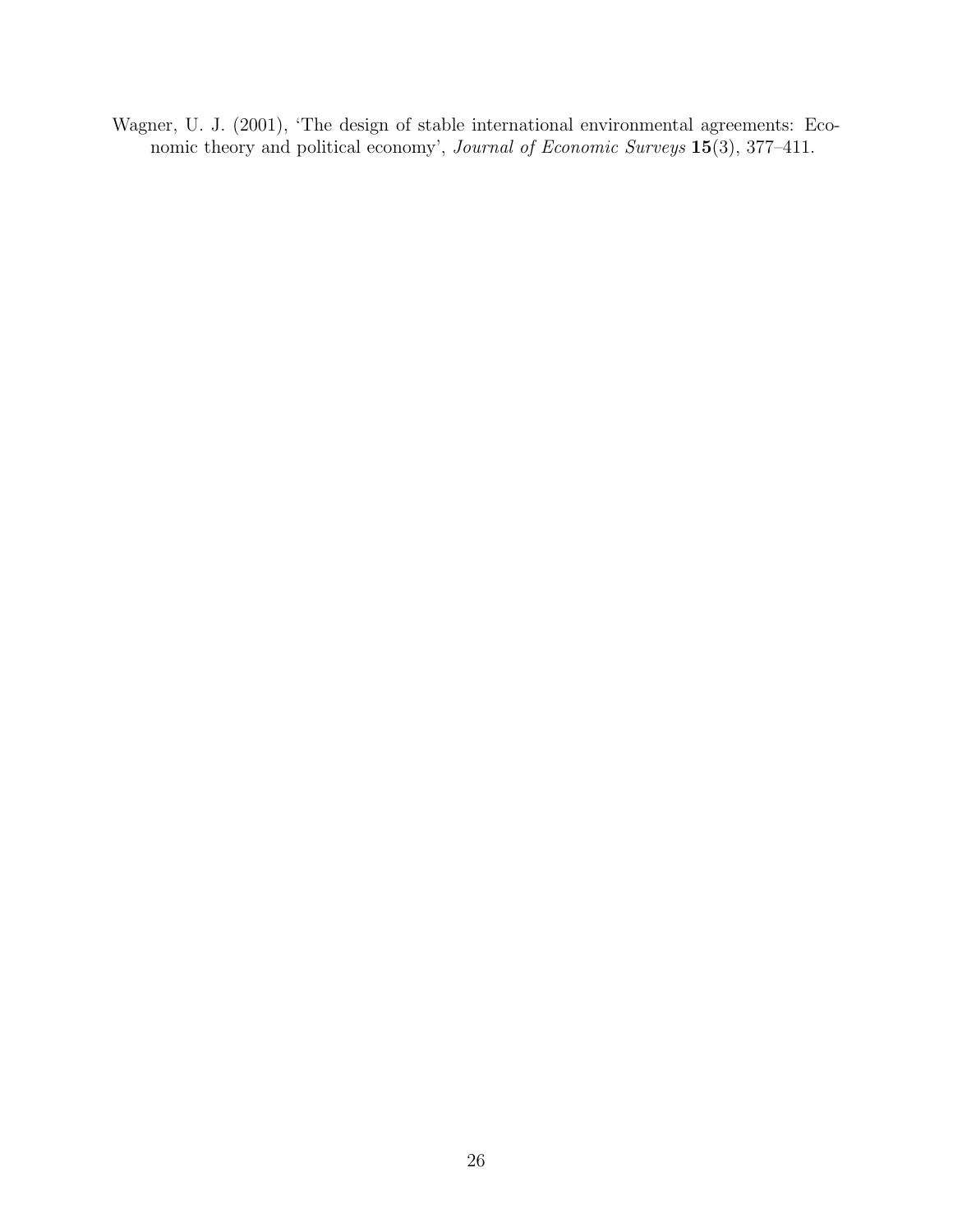Wagner, U. J. (2001), 'The design of stable international environmental agreements: Economic theory and political economy', *Journal of Economic Surveys* **15**(3), 377–411.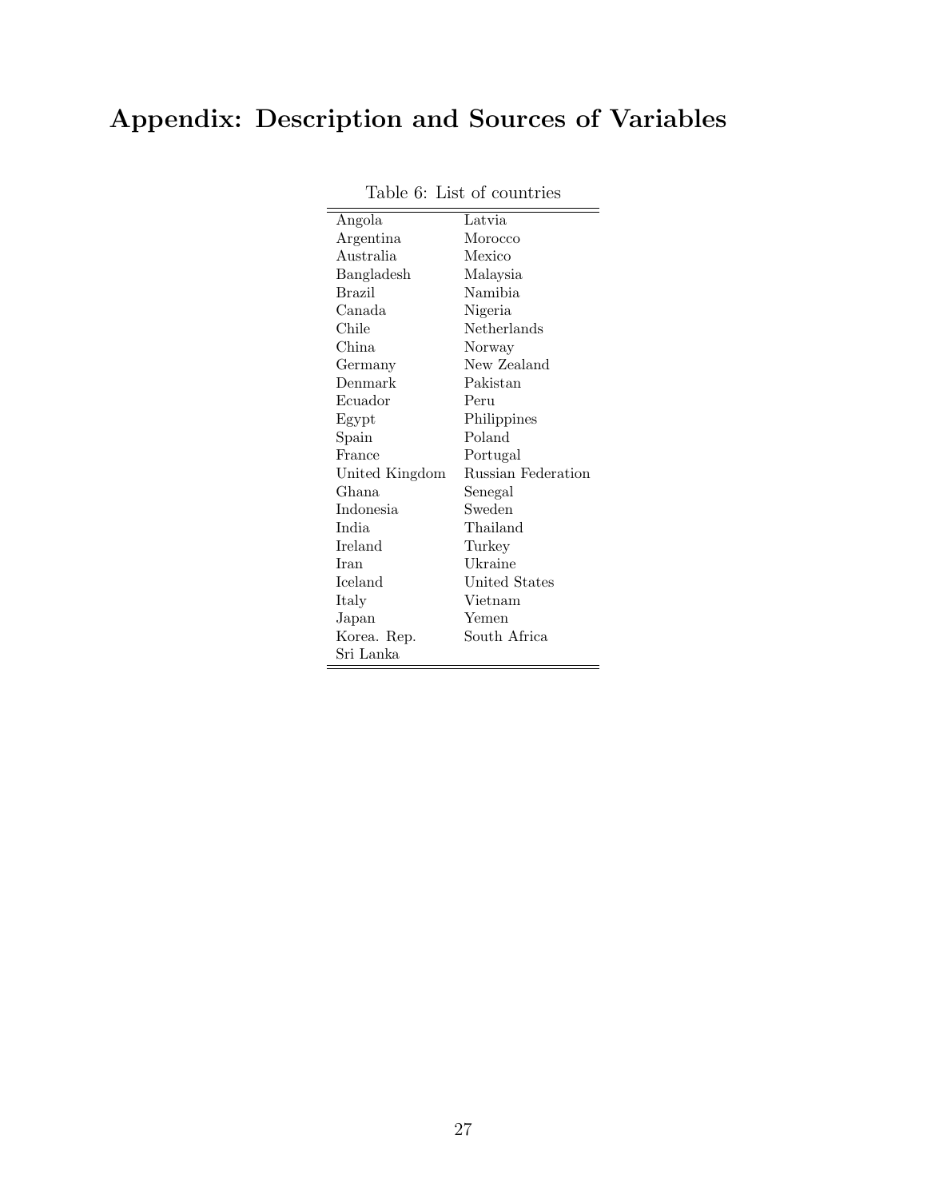# Appendix: Description and Sources of Variables

Table 6: List of countries

| | |
|---|---|
| Angola | Latvia |
| Argentina | Morocco |
| Australia | Mexico |
| Bangladesh | Malaysia |
| Brazil | Namibia |
| Canada | Nigeria |
| Chile | Netherlands |
| China | Norway |
| Germany | New Zealand |
| Denmark | Pakistan |
| Ecuador | Peru |
| Egypt | Philippines |
| Spain | Poland |
| France | Portugal |
| United Kingdom | Russian Federation |
| Ghana | Senegal |
| Indonesia | Sweden |
| India | Thailand |
| Ireland | Turkey |
| Iran | Ukraine |
| Iceland | United States |
| Italy | Vietnam |
| Japan | Yemen |
| Korea. Rep. | South Africa |
| Sri Lanka | |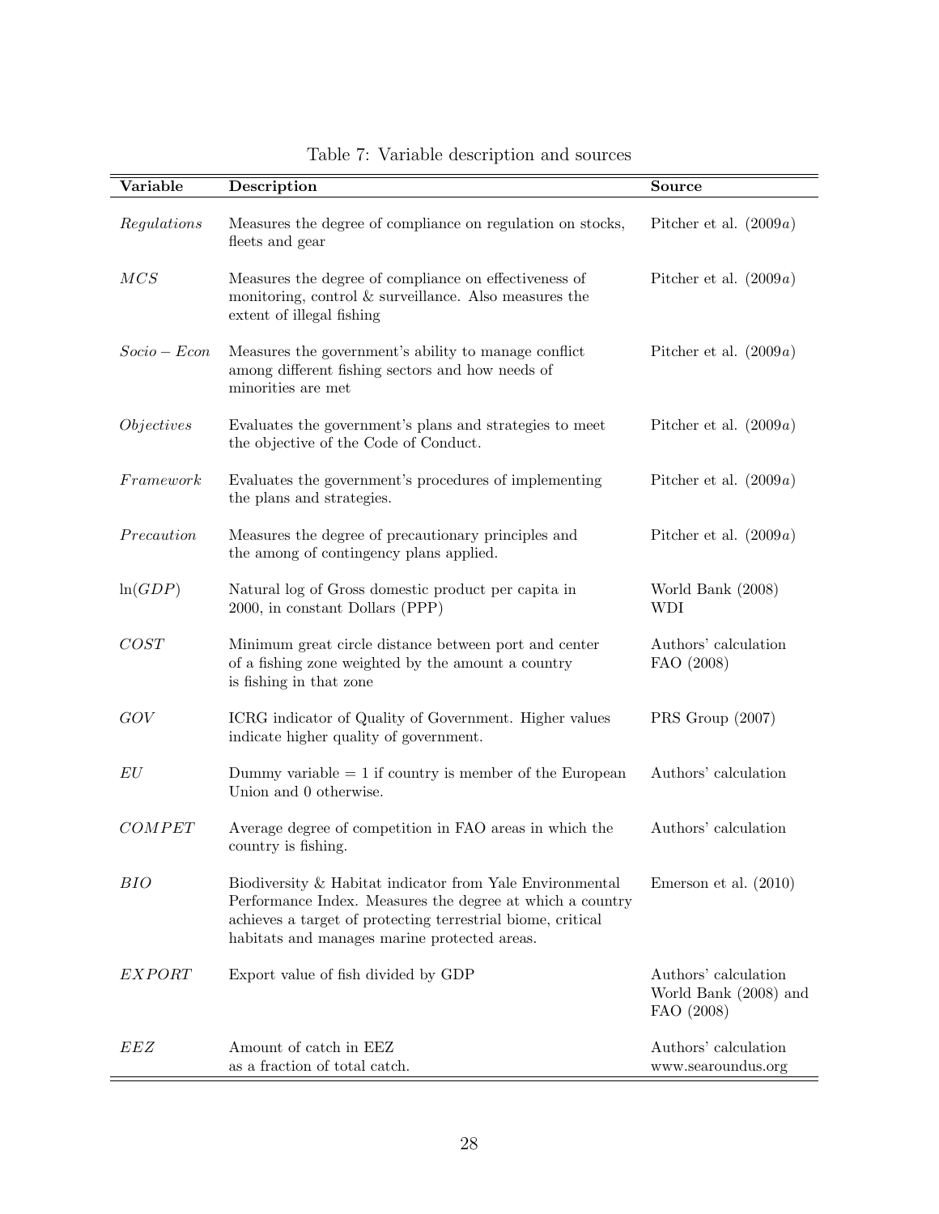Table 7: Variable description and sources

| Variable | Description | Source |
|---|---|---|
| *Regulations* | Measures the degree of compliance on regulation on stocks, fleets and gear | Pitcher et al. (2009*a*) |
| *MCS* | Measures the degree of compliance on effectiveness of monitoring, control & surveillance. Also measures the extent of illegal fishing | Pitcher et al. (2009*a*) |
| $Socio - Econ$ | Measures the government's ability to manage conflict among different fishing sectors and how needs of minorities are met | Pitcher et al. (2009*a*) |
| *Objectives* | Evaluates the government's plans and strategies to meet the objective of the Code of Conduct. | Pitcher et al. (2009*a*) |
| *Framework* | Evaluates the government's procedures of implementing the plans and strategies. | Pitcher et al. (2009*a*) |
| *Precaution* | Measures the degree of precautionary principles and the among of contingency plans applied. | Pitcher et al. (2009*a*) |
| $\ln(GDP)$ | Natural log of Gross domestic product per capita in 2000, in constant Dollars (PPP) | World Bank (2008) WDI |
| $COST$ | Minimum great circle distance between port and center of a fishing zone weighted by the amount a country is fishing in that zone | Authors' calculation FAO (2008) |
| $GOV$ | ICRG indicator of Quality of Government. Higher values indicate higher quality of government. | PRS Group (2007) |
| $EU$ | Dummy variable = 1 if country is member of the European Union and 0 otherwise. | Authors' calculation |
| $COMPET$ | Average degree of competition in FAO areas in which the country is fishing. | Authors' calculation |
| $BIO$ | Biodiversity & Habitat indicator from Yale Environmental Performance Index. Measures the degree at which a country achieves a target of protecting terrestrial biome, critical habitats and manages marine protected areas. | Emerson et al. (2010) |
| $EXPORT$ | Export value of fish divided by GDP | Authors' calculation World Bank (2008) and FAO (2008) |
| $EEZ$ | Amount of catch in EEZ as a fraction of total catch. | Authors' calculation www.searoundus.org |